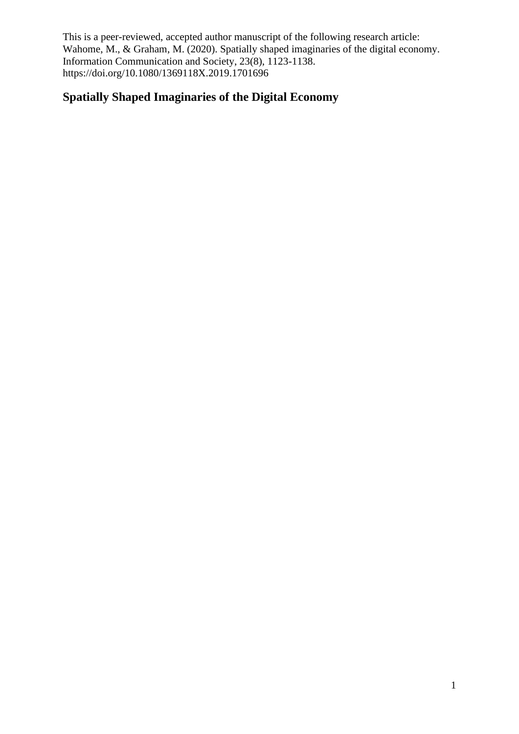This is a peer-reviewed, accepted author manuscript of the following research article: Wahome, M., & Graham, M. (2020). Spatially shaped imaginaries of the digital economy. Information Communication and Society, 23(8), 1123-1138. https://doi.org/10.1080/1369118X.2019.1701696

# Spatially Shaped Imaginaries of the Digital Economy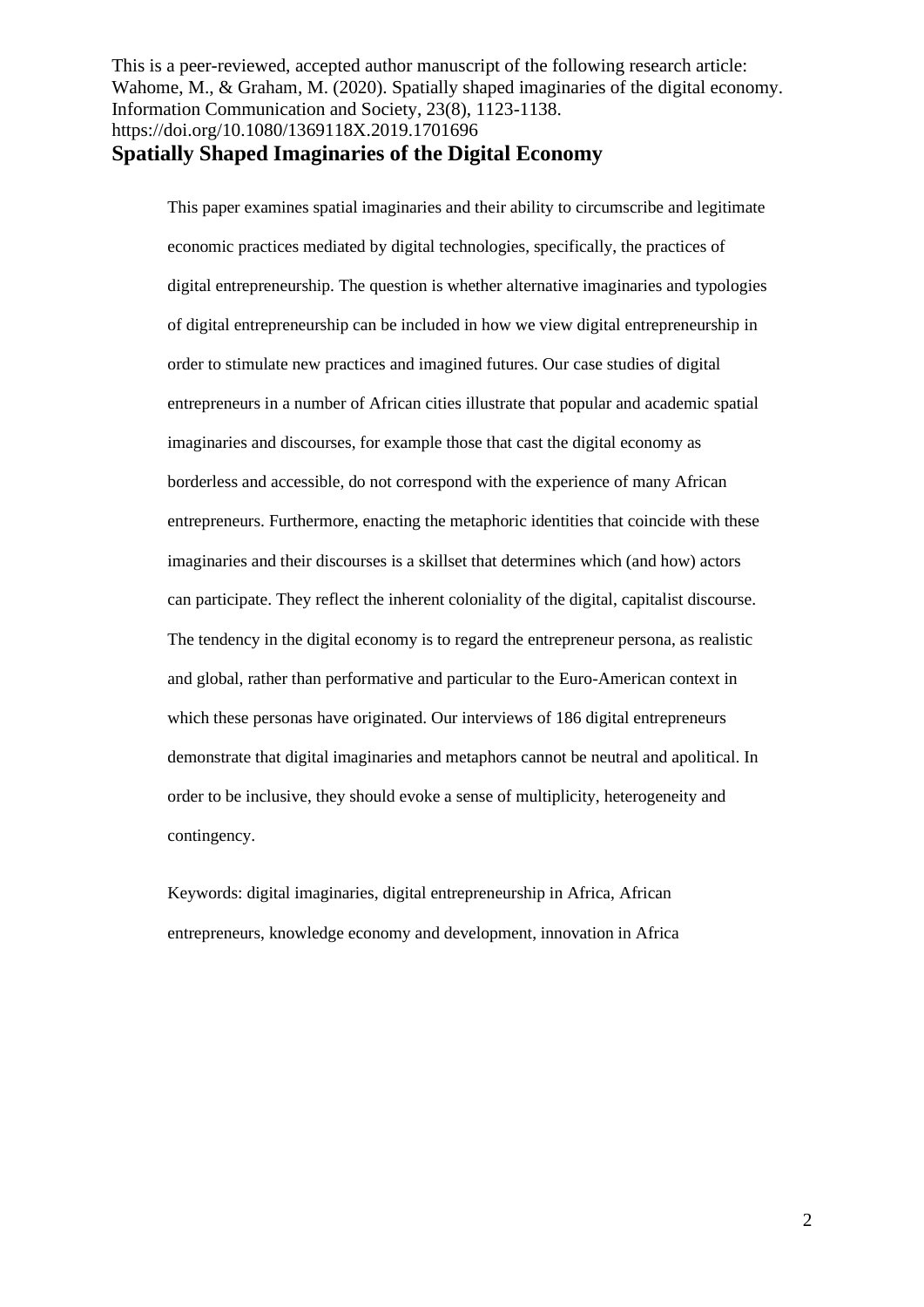This is a peer-reviewed, accepted author manuscript of the following research article: Wahome, M., & Graham, M. (2020). Spatially shaped imaginaries of the digital economy. Information Communication and Society, 23(8), 1123-1138. https://doi.org/10.1080/1369118X.2019.1701696

# Spatially Shaped Imaginaries of the Digital Economy

This paper examines spatial imaginaries and their ability to circumscribe and legitimate economic practices mediated by digital technologies, specifically, the practices of digital entrepreneurship. The question is whether alternative imaginaries and typologies of digital entrepreneurship can be included in how we view digital entrepreneurship in order to stimulate new practices and imagined futures. Our case studies of digital entrepreneurs in a number of African cities illustrate that popular and academic spatial imaginaries and discourses, for example those that cast the digital economy as borderless and accessible, do not correspond with the experience of many African entrepreneurs. Furthermore, enacting the metaphoric identities that coincide with these imaginaries and their discourses is a skillset that determines which (and how) actors can participate. They reflect the inherent coloniality of the digital, capitalist discourse. The tendency in the digital economy is to regard the entrepreneur persona, as realistic and global, rather than performative and particular to the Euro-American context in which these personas have originated. Our interviews of 186 digital entrepreneurs demonstrate that digital imaginaries and metaphors cannot be neutral and apolitical. In order to be inclusive, they should evoke a sense of multiplicity, heterogeneity and contingency.

Keywords: digital imaginaries, digital entrepreneurship in Africa, African entrepreneurs, knowledge economy and development, innovation in Africa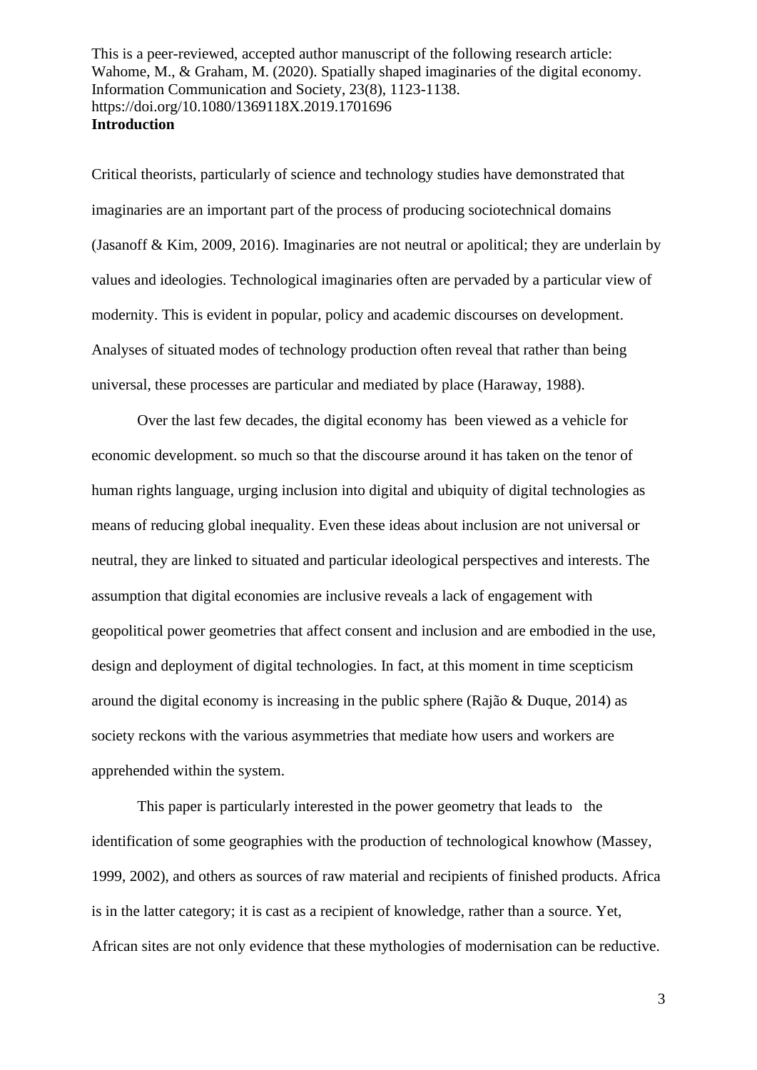This is a peer-reviewed, accepted author manuscript of the following research article: Wahome, M., & Graham, M. (2020). Spatially shaped imaginaries of the digital economy. Information Communication and Society, 23(8), 1123-1138. https://doi.org/10.1080/1369118X.2019.1701696

## Introduction

Critical theorists, particularly of science and technology studies have demonstrated that imaginaries are an important part of the process of producing sociotechnical domains (Jasanoff & Kim, 2009, 2016). Imaginaries are not neutral or apolitical; they are underlain by values and ideologies. Technological imaginaries often are pervaded by a particular view of modernity. This is evident in popular, policy and academic discourses on development. Analyses of situated modes of technology production often reveal that rather than being universal, these processes are particular and mediated by place (Haraway, 1988).

Over the last few decades, the digital economy has been viewed as a vehicle for economic development. so much so that the discourse around it has taken on the tenor of human rights language, urging inclusion into digital and ubiquity of digital technologies as means of reducing global inequality. Even these ideas about inclusion are not universal or neutral, they are linked to situated and particular ideological perspectives and interests. The assumption that digital economies are inclusive reveals a lack of engagement with geopolitical power geometries that affect consent and inclusion and are embodied in the use, design and deployment of digital technologies. In fact, at this moment in time scepticism around the digital economy is increasing in the public sphere (Rajão & Duque, 2014) as society reckons with the various asymmetries that mediate how users and workers are apprehended within the system.

This paper is particularly interested in the power geometry that leads to the identification of some geographies with the production of technological knowhow (Massey, 1999, 2002), and others as sources of raw material and recipients of finished products. Africa is in the latter category; it is cast as a recipient of knowledge, rather than a source. Yet, African sites are not only evidence that these mythologies of modernisation can be reductive.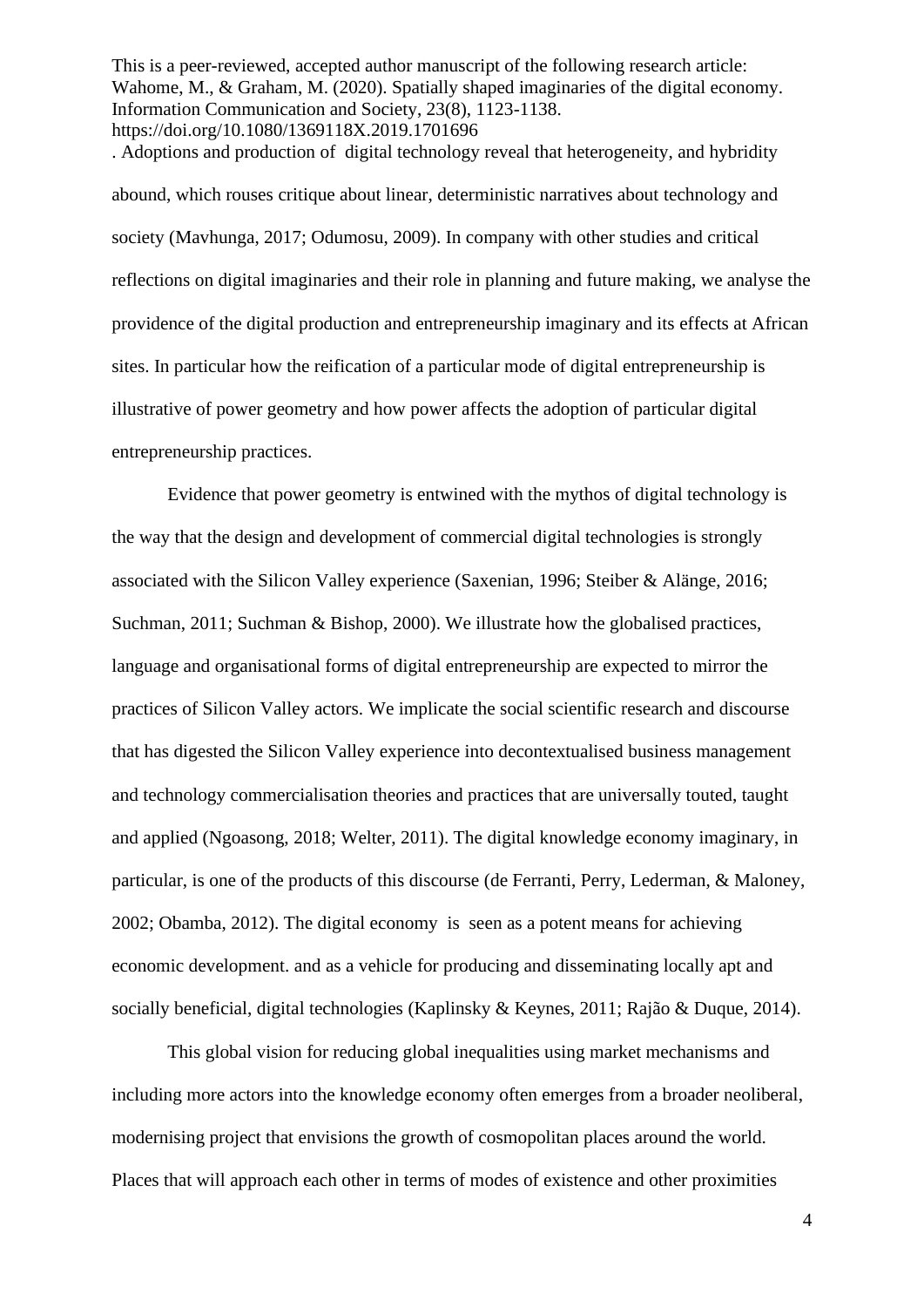. Adoptions and production of digital technology reveal that heterogeneity, and hybridity abound, which rouses critique about linear, deterministic narratives about technology and society (Mavhunga, 2017; Odumosu, 2009). In company with other studies and critical reflections on digital imaginaries and their role in planning and future making, we analyse the providence of the digital production and entrepreneurship imaginary and its effects at African sites. In particular how the reification of a particular mode of digital entrepreneurship is illustrative of power geometry and how power affects the adoption of particular digital entrepreneurship practices.

Evidence that power geometry is entwined with the mythos of digital technology is the way that the design and development of commercial digital technologies is strongly associated with the Silicon Valley experience (Saxenian, 1996; Steiber & Alänge, 2016; Suchman, 2011; Suchman & Bishop, 2000). We illustrate how the globalised practices, language and organisational forms of digital entrepreneurship are expected to mirror the practices of Silicon Valley actors. We implicate the social scientific research and discourse that has digested the Silicon Valley experience into decontextualised business management and technology commercialisation theories and practices that are universally touted, taught and applied (Ngoasong, 2018; Welter, 2011). The digital knowledge economy imaginary, in particular, is one of the products of this discourse (de Ferranti, Perry, Lederman, & Maloney, 2002; Obamba, 2012). The digital economy is seen as a potent means for achieving economic development. and as a vehicle for producing and disseminating locally apt and socially beneficial, digital technologies (Kaplinsky & Keynes, 2011; Rajão & Duque, 2014).

This global vision for reducing global inequalities using market mechanisms and including more actors into the knowledge economy often emerges from a broader neoliberal, modernising project that envisions the growth of cosmopolitan places around the world. Places that will approach each other in terms of modes of existence and other proximities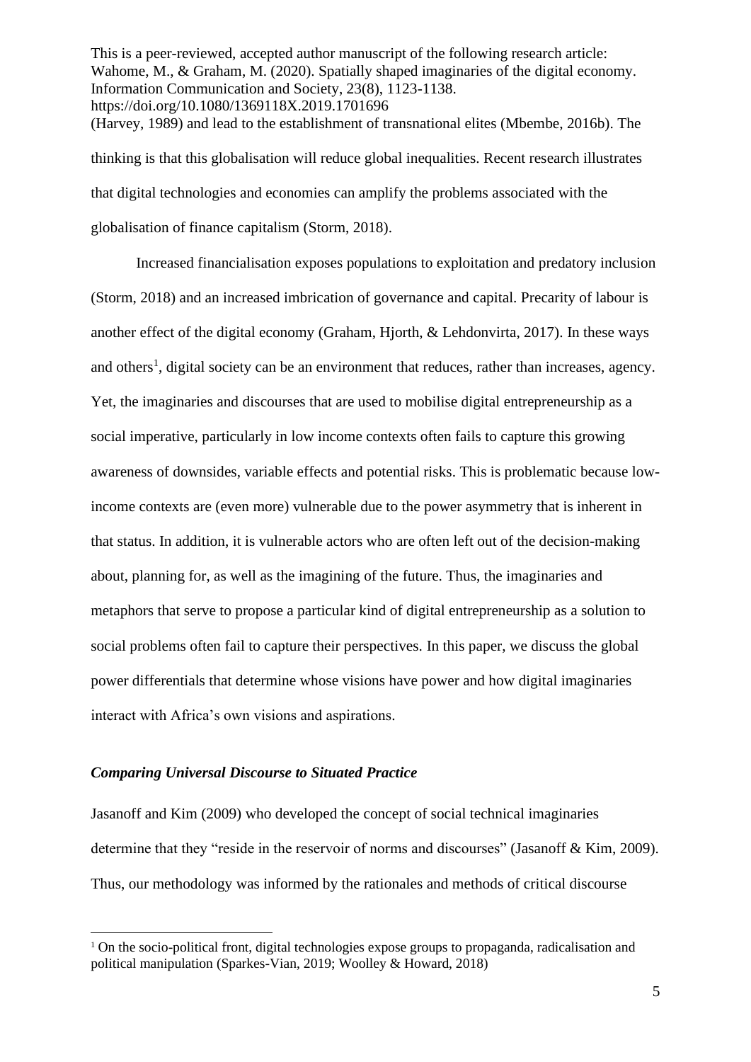(Harvey, 1989) and lead to the establishment of transnational elites (Mbembe, 2016b). The thinking is that this globalisation will reduce global inequalities. Recent research illustrates that digital technologies and economies can amplify the problems associated with the globalisation of finance capitalism (Storm, 2018).

Increased financialisation exposes populations to exploitation and predatory inclusion (Storm, 2018) and an increased imbrication of governance and capital. Precarity of labour is another effect of the digital economy (Graham, Hjorth, & Lehdonvirta, 2017). In these ways and others[1], digital society can be an environment that reduces, rather than increases, agency. Yet, the imaginaries and discourses that are used to mobilise digital entrepreneurship as a social imperative, particularly in low income contexts often fails to capture this growing awareness of downsides, variable effects and potential risks. This is problematic because low-income contexts are (even more) vulnerable due to the power asymmetry that is inherent in that status. In addition, it is vulnerable actors who are often left out of the decision-making about, planning for, as well as the imagining of the future. Thus, the imaginaries and metaphors that serve to propose a particular kind of digital entrepreneurship as a solution to social problems often fail to capture their perspectives. In this paper, we discuss the global power differentials that determine whose visions have power and how digital imaginaries interact with Africa's own visions and aspirations.

### *Comparing Universal Discourse to Situated Practice*

Jasanoff and Kim (2009) who developed the concept of social technical imaginaries determine that they "reside in the reservoir of norms and discourses" (Jasanoff & Kim, 2009). Thus, our methodology was informed by the rationales and methods of critical discourse

[1] On the socio-political front, digital technologies expose groups to propaganda, radicalisation and political manipulation (Sparkes-Vian, 2019; Woolley & Howard, 2018)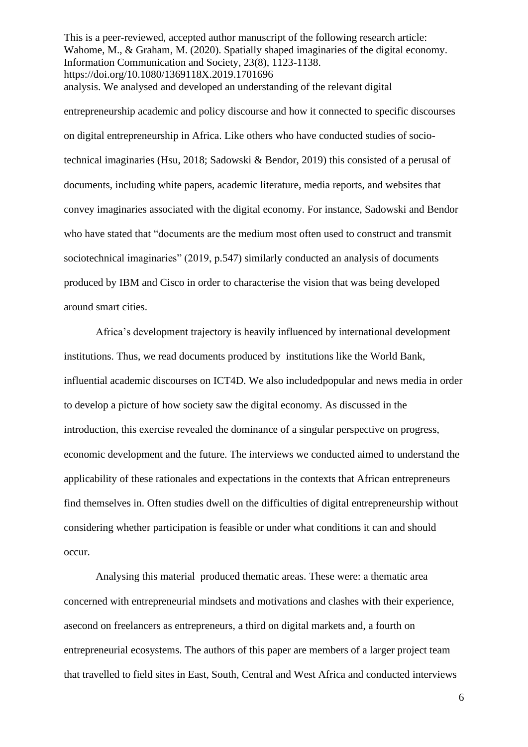analysis. We analysed and developed an understanding of the relevant digital entrepreneurship academic and policy discourse and how it connected to specific discourses on digital entrepreneurship in Africa. Like others who have conducted studies of socio-technical imaginaries (Hsu, 2018; Sadowski & Bendor, 2019) this consisted of a perusal of documents, including white papers, academic literature, media reports, and websites that convey imaginaries associated with the digital economy. For instance, Sadowski and Bendor who have stated that "documents are the medium most often used to construct and transmit sociotechnical imaginaries" (2019, p.547) similarly conducted an analysis of documents produced by IBM and Cisco in order to characterise the vision that was being developed around smart cities.

Africa's development trajectory is heavily influenced by international development institutions. Thus, we read documents produced by institutions like the World Bank, influential academic discourses on ICT4D. We also includedpopular and news media in order to develop a picture of how society saw the digital economy. As discussed in the introduction, this exercise revealed the dominance of a singular perspective on progress, economic development and the future. The interviews we conducted aimed to understand the applicability of these rationales and expectations in the contexts that African entrepreneurs find themselves in. Often studies dwell on the difficulties of digital entrepreneurship without considering whether participation is feasible or under what conditions it can and should occur.

Analysing this material produced thematic areas. These were: a thematic area concerned with entrepreneurial mindsets and motivations and clashes with their experience, asecond on freelancers as entrepreneurs, a third on digital markets and, a fourth on entrepreneurial ecosystems. The authors of this paper are members of a larger project team that travelled to field sites in East, South, Central and West Africa and conducted interviews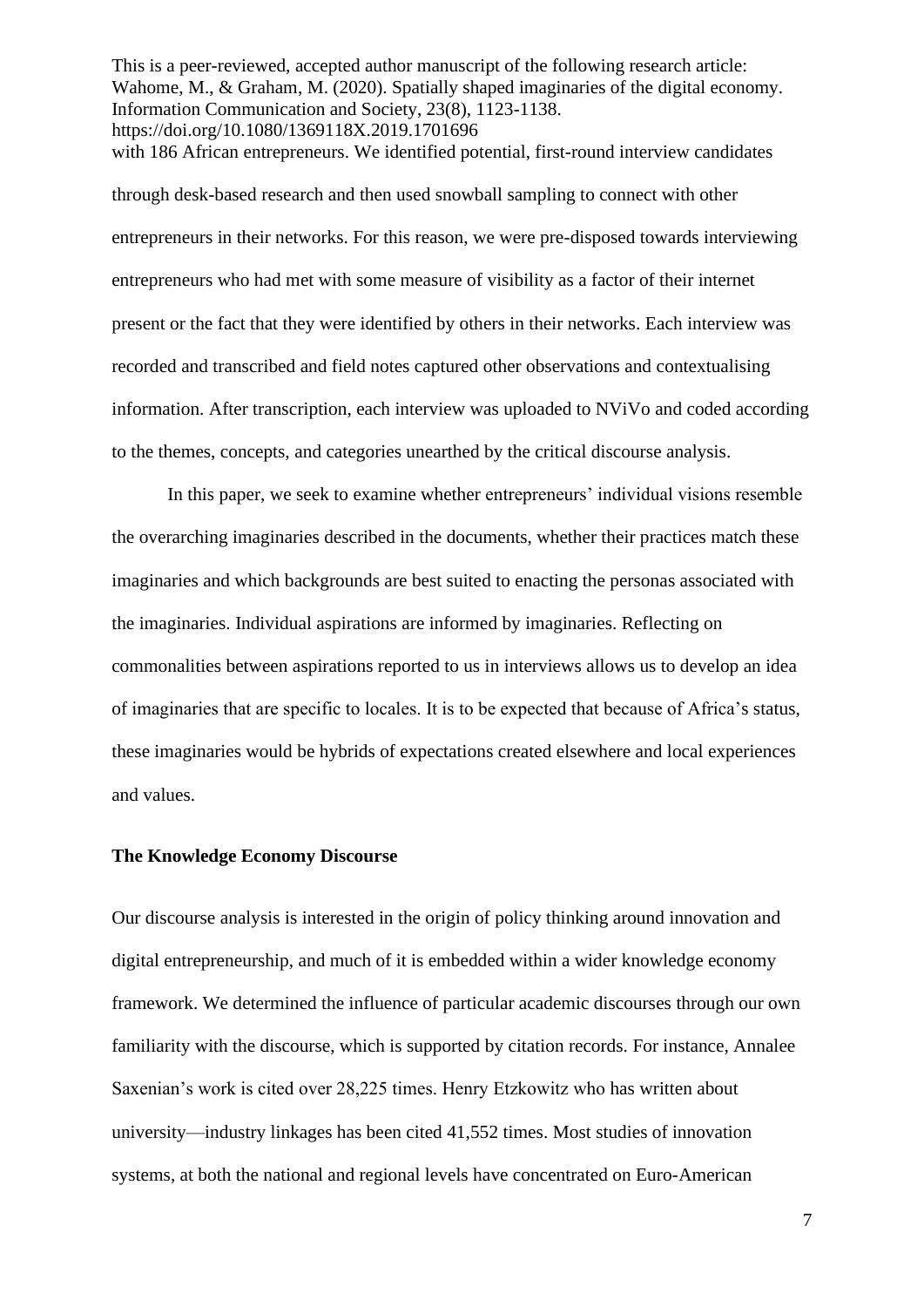with 186 African entrepreneurs. We identified potential, first-round interview candidates through desk-based research and then used snowball sampling to connect with other entrepreneurs in their networks. For this reason, we were pre-disposed towards interviewing entrepreneurs who had met with some measure of visibility as a factor of their internet present or the fact that they were identified by others in their networks. Each interview was recorded and transcribed and field notes captured other observations and contextualising information. After transcription, each interview was uploaded to NViVo and coded according to the themes, concepts, and categories unearthed by the critical discourse analysis.

In this paper, we seek to examine whether entrepreneurs' individual visions resemble the overarching imaginaries described in the documents, whether their practices match these imaginaries and which backgrounds are best suited to enacting the personas associated with the imaginaries. Individual aspirations are informed by imaginaries. Reflecting on commonalities between aspirations reported to us in interviews allows us to develop an idea of imaginaries that are specific to locales. It is to be expected that because of Africa's status, these imaginaries would be hybrids of expectations created elsewhere and local experiences and values.

**The Knowledge Economy Discourse**

Our discourse analysis is interested in the origin of policy thinking around innovation and digital entrepreneurship, and much of it is embedded within a wider knowledge economy framework. We determined the influence of particular academic discourses through our own familiarity with the discourse, which is supported by citation records. For instance, Annalee Saxenian's work is cited over 28,225 times. Henry Etzkowitz who has written about university—industry linkages has been cited 41,552 times. Most studies of innovation systems, at both the national and regional levels have concentrated on Euro-American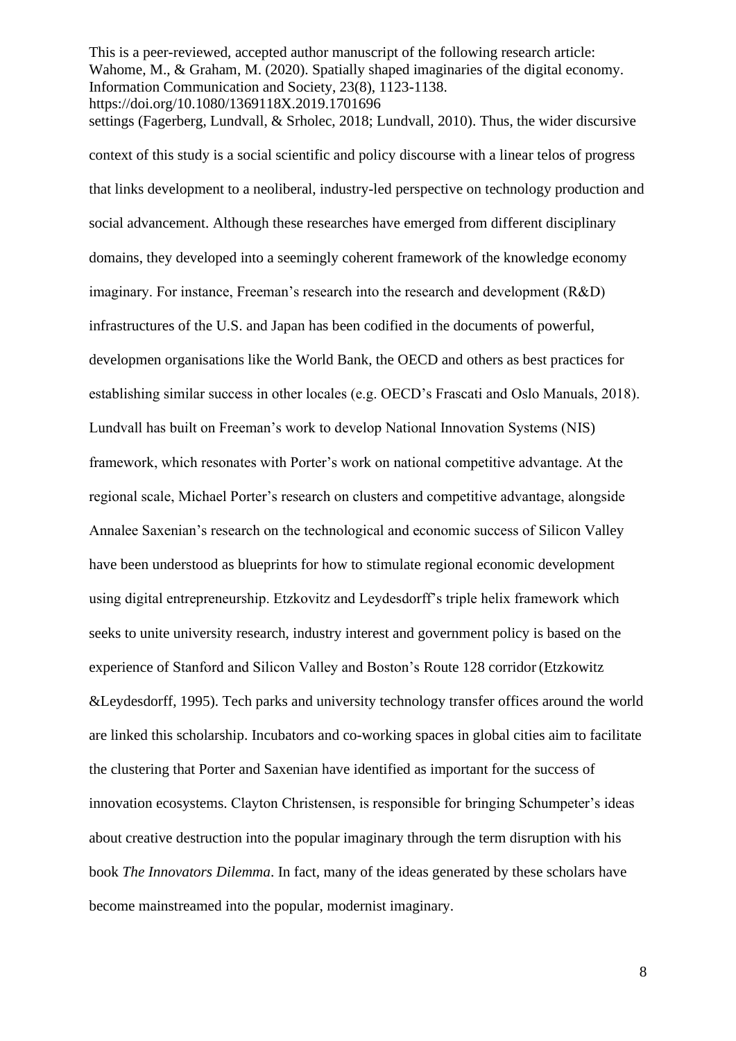settings (Fagerberg, Lundvall, & Srholec, 2018; Lundvall, 2010). Thus, the wider discursive context of this study is a social scientific and policy discourse with a linear telos of progress that links development to a neoliberal, industry-led perspective on technology production and social advancement. Although these researches have emerged from different disciplinary domains, they developed into a seemingly coherent framework of the knowledge economy imaginary. For instance, Freeman's research into the research and development (R&D) infrastructures of the U.S. and Japan has been codified in the documents of powerful, developmen organisations like the World Bank, the OECD and others as best practices for establishing similar success in other locales (e.g. OECD's Frascati and Oslo Manuals, 2018). Lundvall has built on Freeman's work to develop National Innovation Systems (NIS) framework, which resonates with Porter's work on national competitive advantage. At the regional scale, Michael Porter's research on clusters and competitive advantage, alongside Annalee Saxenian's research on the technological and economic success of Silicon Valley have been understood as blueprints for how to stimulate regional economic development using digital entrepreneurship. Etzkovitz and Leydesdorff's triple helix framework which seeks to unite university research, industry interest and government policy is based on the experience of Stanford and Silicon Valley and Boston's Route 128 corridor (Etzkowitz &Leydesdorff, 1995). Tech parks and university technology transfer offices around the world are linked this scholarship. Incubators and co-working spaces in global cities aim to facilitate the clustering that Porter and Saxenian have identified as important for the success of innovation ecosystems. Clayton Christensen, is responsible for bringing Schumpeter's ideas about creative destruction into the popular imaginary through the term disruption with his book *The Innovators Dilemma*. In fact, many of the ideas generated by these scholars have become mainstreamed into the popular, modernist imaginary.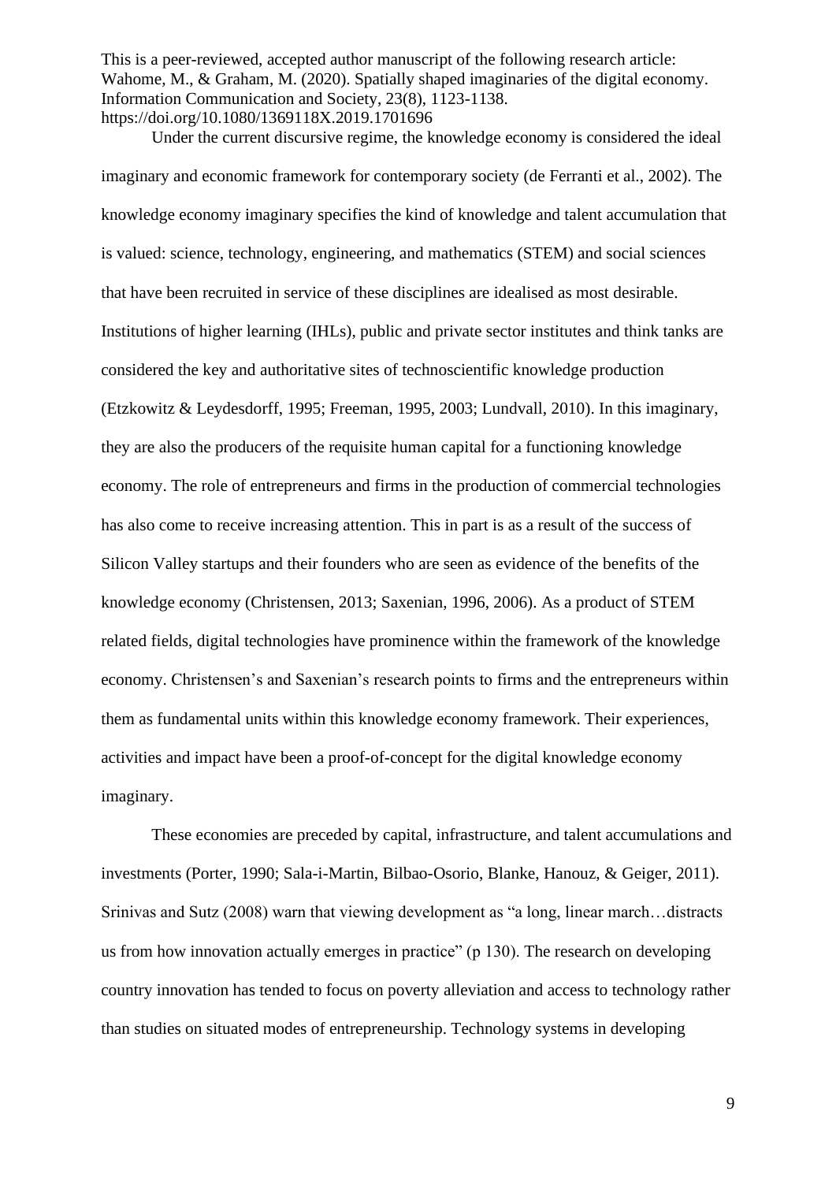Under the current discursive regime, the knowledge economy is considered the ideal imaginary and economic framework for contemporary society (de Ferranti et al., 2002). The knowledge economy imaginary specifies the kind of knowledge and talent accumulation that is valued: science, technology, engineering, and mathematics (STEM) and social sciences that have been recruited in service of these disciplines are idealised as most desirable. Institutions of higher learning (IHLs), public and private sector institutes and think tanks are considered the key and authoritative sites of technoscientific knowledge production (Etzkowitz & Leydesdorff, 1995; Freeman, 1995, 2003; Lundvall, 2010). In this imaginary, they are also the producers of the requisite human capital for a functioning knowledge economy. The role of entrepreneurs and firms in the production of commercial technologies has also come to receive increasing attention. This in part is as a result of the success of Silicon Valley startups and their founders who are seen as evidence of the benefits of the knowledge economy (Christensen, 2013; Saxenian, 1996, 2006). As a product of STEM related fields, digital technologies have prominence within the framework of the knowledge economy. Christensen's and Saxenian's research points to firms and the entrepreneurs within them as fundamental units within this knowledge economy framework. Their experiences, activities and impact have been a proof-of-concept for the digital knowledge economy imaginary.

These economies are preceded by capital, infrastructure, and talent accumulations and investments (Porter, 1990; Sala-i-Martin, Bilbao-Osorio, Blanke, Hanouz, & Geiger, 2011). Srinivas and Sutz (2008) warn that viewing development as "a long, linear march…distracts us from how innovation actually emerges in practice" (p 130). The research on developing country innovation has tended to focus on poverty alleviation and access to technology rather than studies on situated modes of entrepreneurship. Technology systems in developing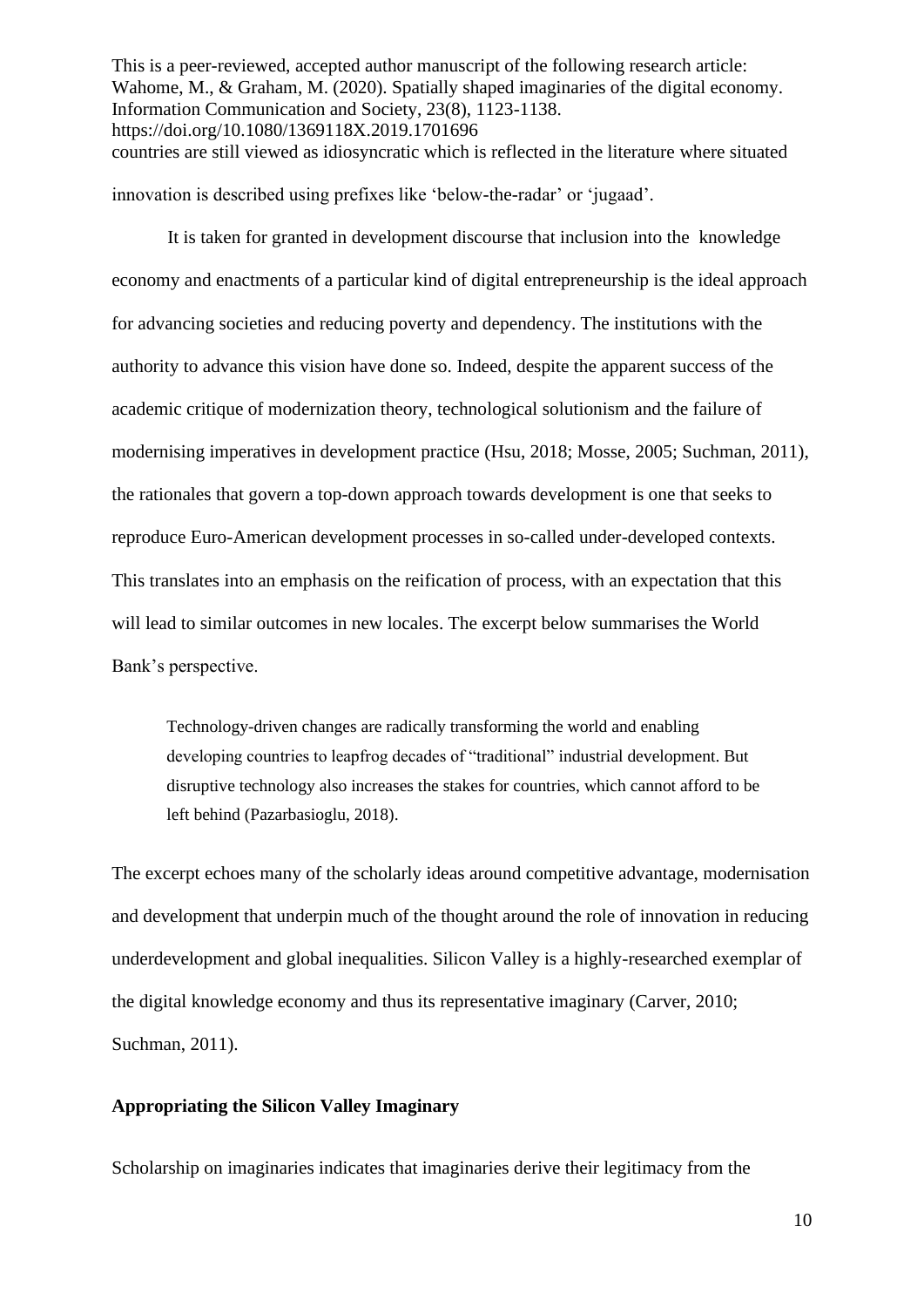countries are still viewed as idiosyncratic which is reflected in the literature where situated innovation is described using prefixes like 'below-the-radar' or 'jugaad'.

It is taken for granted in development discourse that inclusion into the knowledge economy and enactments of a particular kind of digital entrepreneurship is the ideal approach for advancing societies and reducing poverty and dependency. The institutions with the authority to advance this vision have done so. Indeed, despite the apparent success of the academic critique of modernization theory, technological solutionism and the failure of modernising imperatives in development practice (Hsu, 2018; Mosse, 2005; Suchman, 2011), the rationales that govern a top-down approach towards development is one that seeks to reproduce Euro-American development processes in so-called under-developed contexts. This translates into an emphasis on the reification of process, with an expectation that this will lead to similar outcomes in new locales. The excerpt below summarises the World Bank's perspective.

> Technology-driven changes are radically transforming the world and enabling developing countries to leapfrog decades of "traditional" industrial development. But disruptive technology also increases the stakes for countries, which cannot afford to be left behind (Pazarbasioglu, 2018).

The excerpt echoes many of the scholarly ideas around competitive advantage, modernisation and development that underpin much of the thought around the role of innovation in reducing underdevelopment and global inequalities. Silicon Valley is a highly-researched exemplar of the digital knowledge economy and thus its representative imaginary (Carver, 2010; Suchman, 2011).

**Appropriating the Silicon Valley Imaginary**

Scholarship on imaginaries indicates that imaginaries derive their legitimacy from the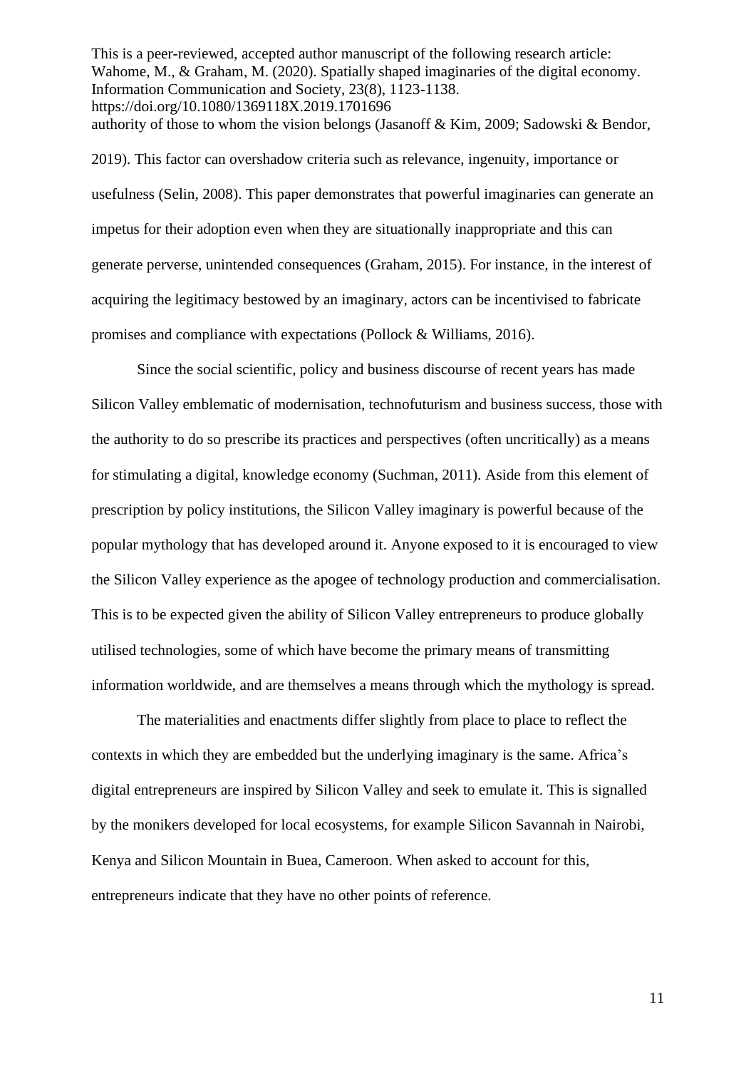authority of those to whom the vision belongs (Jasanoff & Kim, 2009; Sadowski & Bendor, 2019). This factor can overshadow criteria such as relevance, ingenuity, importance or usefulness (Selin, 2008). This paper demonstrates that powerful imaginaries can generate an impetus for their adoption even when they are situationally inappropriate and this can generate perverse, unintended consequences (Graham, 2015). For instance, in the interest of acquiring the legitimacy bestowed by an imaginary, actors can be incentivised to fabricate promises and compliance with expectations (Pollock & Williams, 2016).

Since the social scientific, policy and business discourse of recent years has made Silicon Valley emblematic of modernisation, technofuturism and business success, those with the authority to do so prescribe its practices and perspectives (often uncritically) as a means for stimulating a digital, knowledge economy (Suchman, 2011). Aside from this element of prescription by policy institutions, the Silicon Valley imaginary is powerful because of the popular mythology that has developed around it. Anyone exposed to it is encouraged to view the Silicon Valley experience as the apogee of technology production and commercialisation. This is to be expected given the ability of Silicon Valley entrepreneurs to produce globally utilised technologies, some of which have become the primary means of transmitting information worldwide, and are themselves a means through which the mythology is spread.

The materialities and enactments differ slightly from place to place to reflect the contexts in which they are embedded but the underlying imaginary is the same. Africa's digital entrepreneurs are inspired by Silicon Valley and seek to emulate it. This is signalled by the monikers developed for local ecosystems, for example Silicon Savannah in Nairobi, Kenya and Silicon Mountain in Buea, Cameroon. When asked to account for this, entrepreneurs indicate that they have no other points of reference.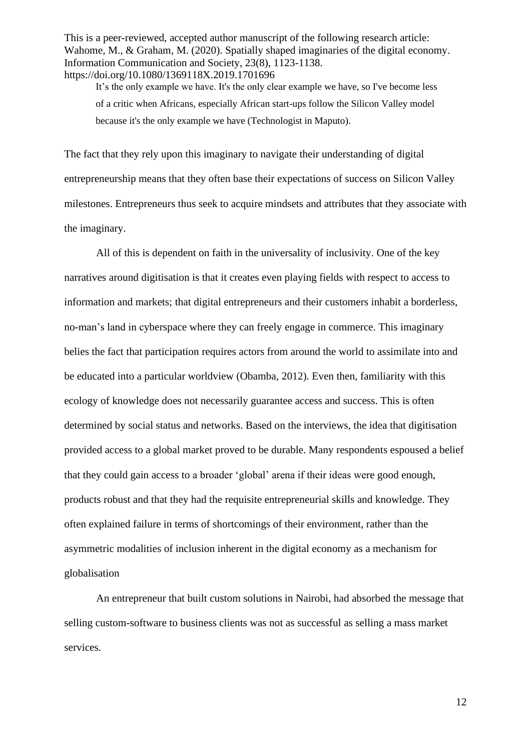> It's the only example we have. It's the only clear example we have, so I've become less of a critic when Africans, especially African start-ups follow the Silicon Valley model because it's the only example we have (Technologist in Maputo).

The fact that they rely upon this imaginary to navigate their understanding of digital entrepreneurship means that they often base their expectations of success on Silicon Valley milestones. Entrepreneurs thus seek to acquire mindsets and attributes that they associate with the imaginary.

All of this is dependent on faith in the universality of inclusivity. One of the key narratives around digitisation is that it creates even playing fields with respect to access to information and markets; that digital entrepreneurs and their customers inhabit a borderless, no-man's land in cyberspace where they can freely engage in commerce. This imaginary belies the fact that participation requires actors from around the world to assimilate into and be educated into a particular worldview (Obamba, 2012). Even then, familiarity with this ecology of knowledge does not necessarily guarantee access and success. This is often determined by social status and networks. Based on the interviews, the idea that digitisation provided access to a global market proved to be durable. Many respondents espoused a belief that they could gain access to a broader 'global' arena if their ideas were good enough, products robust and that they had the requisite entrepreneurial skills and knowledge. They often explained failure in terms of shortcomings of their environment, rather than the asymmetric modalities of inclusion inherent in the digital economy as a mechanism for globalisation

An entrepreneur that built custom solutions in Nairobi, had absorbed the message that selling custom-software to business clients was not as successful as selling a mass market services.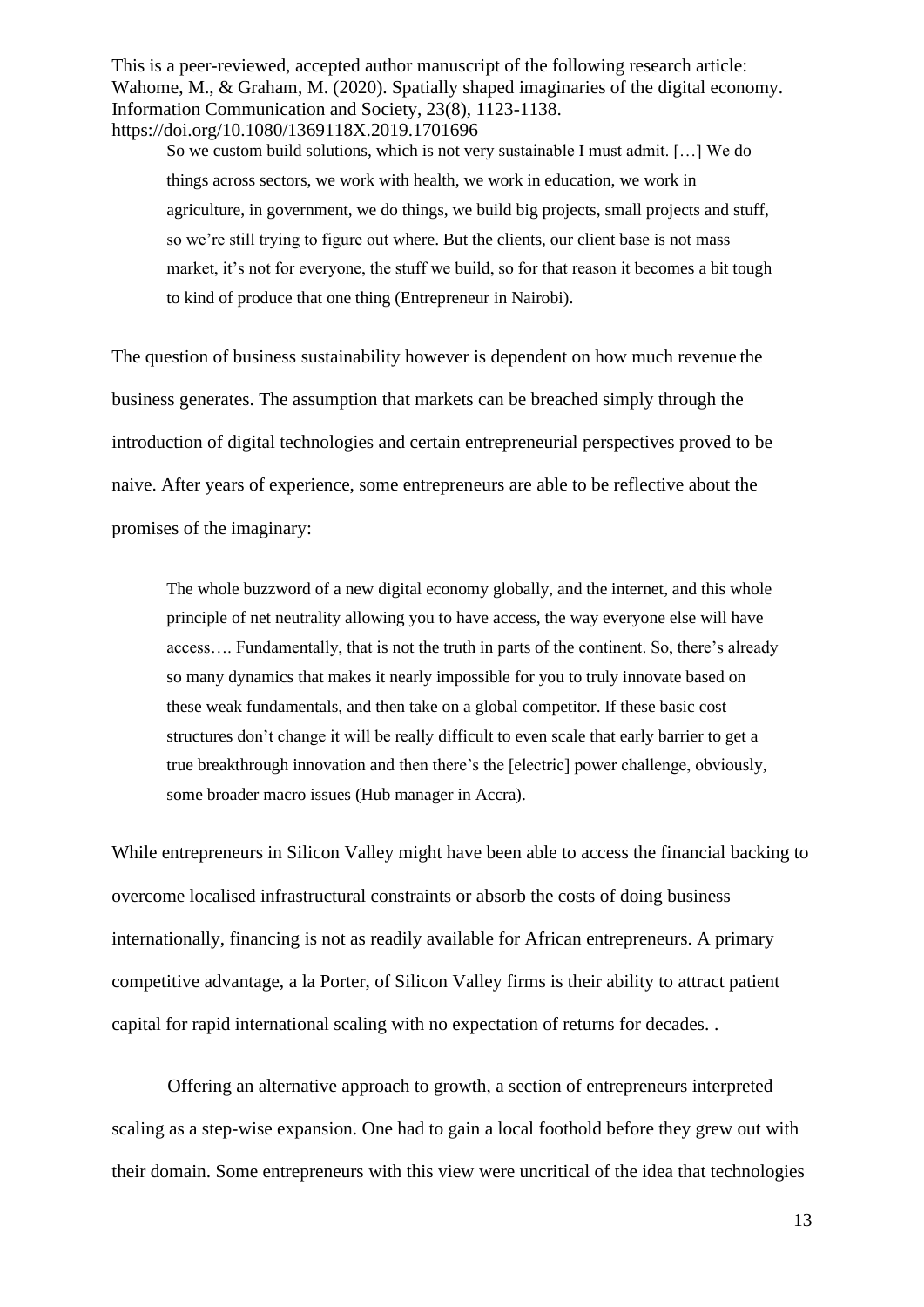> So we custom build solutions, which is not very sustainable I must admit. […] We do things across sectors, we work with health, we work in education, we work in agriculture, in government, we do things, we build big projects, small projects and stuff, so we're still trying to figure out where. But the clients, our client base is not mass market, it's not for everyone, the stuff we build, so for that reason it becomes a bit tough to kind of produce that one thing (Entrepreneur in Nairobi).

The question of business sustainability however is dependent on how much revenue the business generates. The assumption that markets can be breached simply through the introduction of digital technologies and certain entrepreneurial perspectives proved to be naive. After years of experience, some entrepreneurs are able to be reflective about the promises of the imaginary:

> The whole buzzword of a new digital economy globally, and the internet, and this whole principle of net neutrality allowing you to have access, the way everyone else will have access…. Fundamentally, that is not the truth in parts of the continent. So, there's already so many dynamics that makes it nearly impossible for you to truly innovate based on these weak fundamentals, and then take on a global competitor. If these basic cost structures don't change it will be really difficult to even scale that early barrier to get a true breakthrough innovation and then there's the [electric] power challenge, obviously, some broader macro issues (Hub manager in Accra).

While entrepreneurs in Silicon Valley might have been able to access the financial backing to overcome localised infrastructural constraints or absorb the costs of doing business internationally, financing is not as readily available for African entrepreneurs. A primary competitive advantage, a la Porter, of Silicon Valley firms is their ability to attract patient capital for rapid international scaling with no expectation of returns for decades. .

Offering an alternative approach to growth, a section of entrepreneurs interpreted scaling as a step-wise expansion. One had to gain a local foothold before they grew out with their domain. Some entrepreneurs with this view were uncritical of the idea that technologies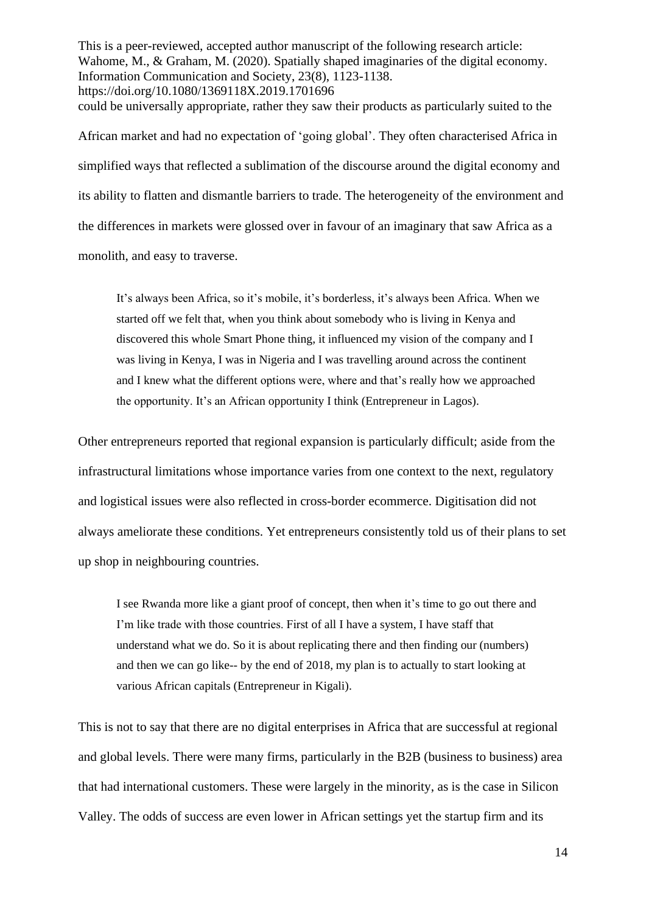could be universally appropriate, rather they saw their products as particularly suited to the African market and had no expectation of 'going global'. They often characterised Africa in simplified ways that reflected a sublimation of the discourse around the digital economy and its ability to flatten and dismantle barriers to trade. The heterogeneity of the environment and the differences in markets were glossed over in favour of an imaginary that saw Africa as a monolith, and easy to traverse.

> It's always been Africa, so it's mobile, it's borderless, it's always been Africa. When we started off we felt that, when you think about somebody who is living in Kenya and discovered this whole Smart Phone thing, it influenced my vision of the company and I was living in Kenya, I was in Nigeria and I was travelling around across the continent and I knew what the different options were, where and that's really how we approached the opportunity. It's an African opportunity I think (Entrepreneur in Lagos).

Other entrepreneurs reported that regional expansion is particularly difficult; aside from the infrastructural limitations whose importance varies from one context to the next, regulatory and logistical issues were also reflected in cross-border ecommerce. Digitisation did not always ameliorate these conditions. Yet entrepreneurs consistently told us of their plans to set up shop in neighbouring countries.

> I see Rwanda more like a giant proof of concept, then when it's time to go out there and I'm like trade with those countries. First of all I have a system, I have staff that understand what we do. So it is about replicating there and then finding our (numbers) and then we can go like-- by the end of 2018, my plan is to actually to start looking at various African capitals (Entrepreneur in Kigali).

This is not to say that there are no digital enterprises in Africa that are successful at regional and global levels. There were many firms, particularly in the B2B (business to business) area that had international customers. These were largely in the minority, as is the case in Silicon Valley. The odds of success are even lower in African settings yet the startup firm and its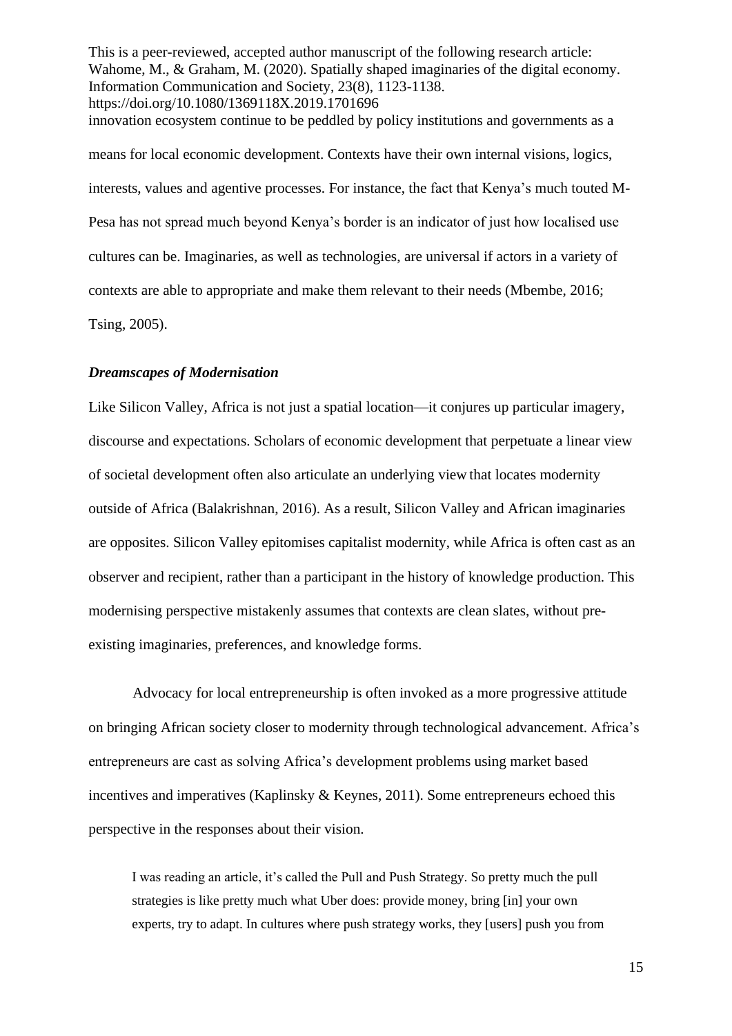innovation ecosystem continue to be peddled by policy institutions and governments as a means for local economic development. Contexts have their own internal visions, logics, interests, values and agentive processes. For instance, the fact that Kenya's much touted M-Pesa has not spread much beyond Kenya's border is an indicator of just how localised use cultures can be. Imaginaries, as well as technologies, are universal if actors in a variety of contexts are able to appropriate and make them relevant to their needs (Mbembe, 2016; Tsing, 2005).

### *Dreamscapes of Modernisation*

Like Silicon Valley, Africa is not just a spatial location—it conjures up particular imagery, discourse and expectations. Scholars of economic development that perpetuate a linear view of societal development often also articulate an underlying view that locates modernity outside of Africa (Balakrishnan, 2016). As a result, Silicon Valley and African imaginaries are opposites. Silicon Valley epitomises capitalist modernity, while Africa is often cast as an observer and recipient, rather than a participant in the history of knowledge production. This modernising perspective mistakenly assumes that contexts are clean slates, without pre-existing imaginaries, preferences, and knowledge forms.

Advocacy for local entrepreneurship is often invoked as a more progressive attitude on bringing African society closer to modernity through technological advancement. Africa's entrepreneurs are cast as solving Africa's development problems using market based incentives and imperatives (Kaplinsky & Keynes, 2011). Some entrepreneurs echoed this perspective in the responses about their vision.

> I was reading an article, it's called the Pull and Push Strategy. So pretty much the pull strategies is like pretty much what Uber does: provide money, bring [in] your own experts, try to adapt. In cultures where push strategy works, they [users] push you from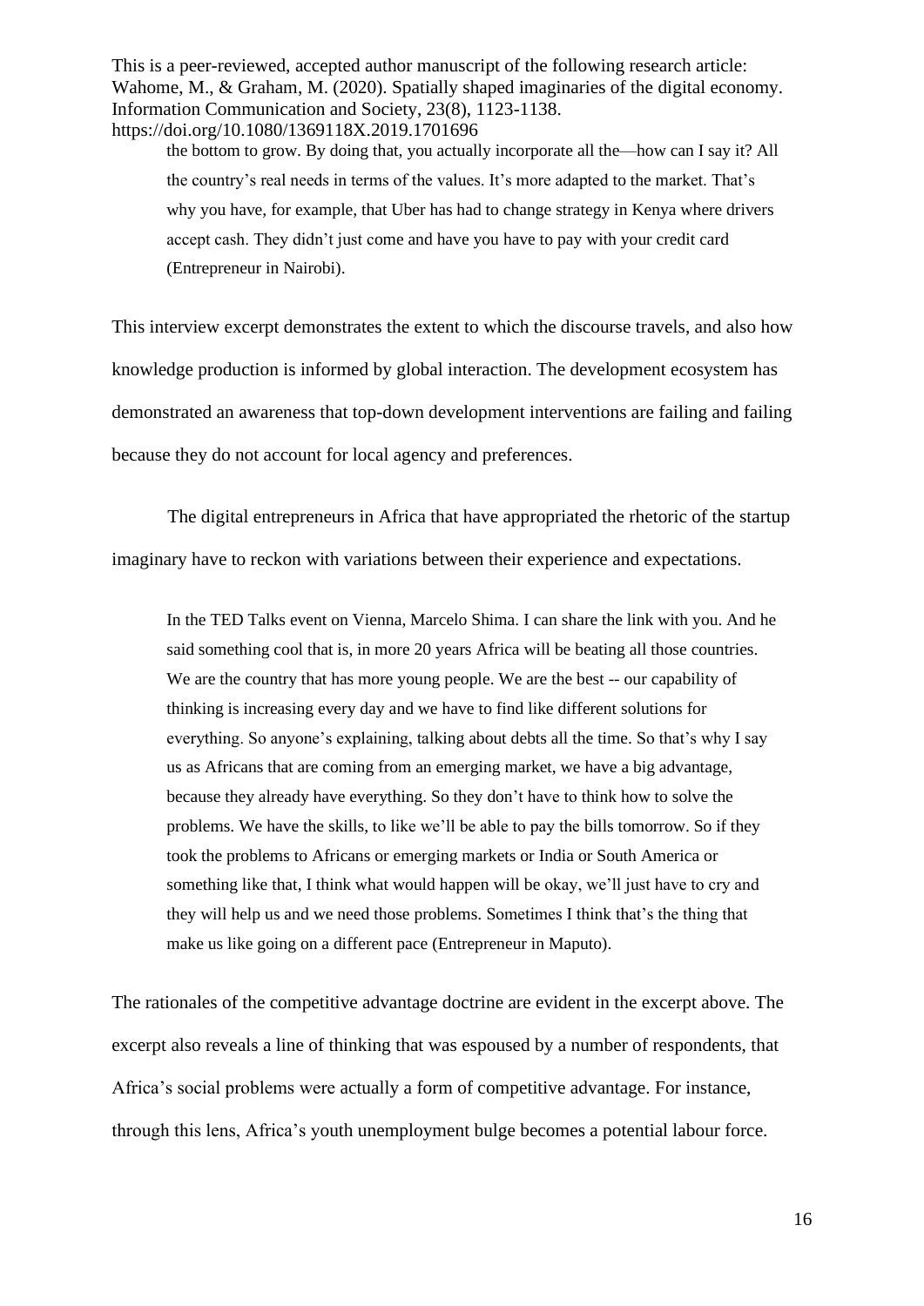> the bottom to grow. By doing that, you actually incorporate all the—how can I say it? All the country's real needs in terms of the values. It's more adapted to the market. That's why you have, for example, that Uber has had to change strategy in Kenya where drivers accept cash. They didn't just come and have you have to pay with your credit card (Entrepreneur in Nairobi).

This interview excerpt demonstrates the extent to which the discourse travels, and also how knowledge production is informed by global interaction. The development ecosystem has demonstrated an awareness that top-down development interventions are failing and failing because they do not account for local agency and preferences.

The digital entrepreneurs in Africa that have appropriated the rhetoric of the startup imaginary have to reckon with variations between their experience and expectations.

> In the TED Talks event on Vienna, Marcelo Shima. I can share the link with you. And he said something cool that is, in more 20 years Africa will be beating all those countries. We are the country that has more young people. We are the best -- our capability of thinking is increasing every day and we have to find like different solutions for everything. So anyone's explaining, talking about debts all the time. So that's why I say us as Africans that are coming from an emerging market, we have a big advantage, because they already have everything. So they don't have to think how to solve the problems. We have the skills, to like we'll be able to pay the bills tomorrow. So if they took the problems to Africans or emerging markets or India or South America or something like that, I think what would happen will be okay, we'll just have to cry and they will help us and we need those problems. Sometimes I think that's the thing that make us like going on a different pace (Entrepreneur in Maputo).

The rationales of the competitive advantage doctrine are evident in the excerpt above. The excerpt also reveals a line of thinking that was espoused by a number of respondents, that Africa's social problems were actually a form of competitive advantage. For instance, through this lens, Africa's youth unemployment bulge becomes a potential labour force.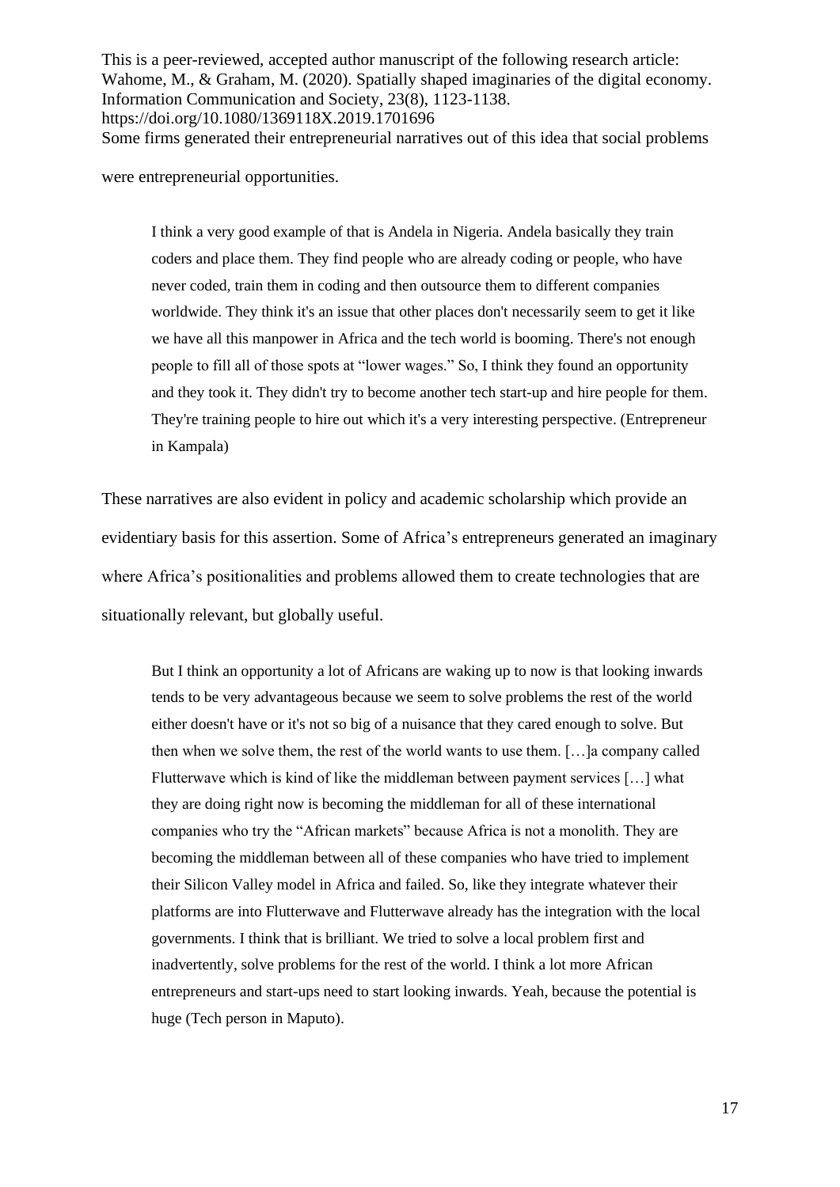Some firms generated their entrepreneurial narratives out of this idea that social problems were entrepreneurial opportunities.

> I think a very good example of that is Andela in Nigeria. Andela basically they train coders and place them. They find people who are already coding or people, who have never coded, train them in coding and then outsource them to different companies worldwide. They think it's an issue that other places don't necessarily seem to get it like we have all this manpower in Africa and the tech world is booming. There's not enough people to fill all of those spots at "lower wages." So, I think they found an opportunity and they took it. They didn't try to become another tech start-up and hire people for them. They're training people to hire out which it's a very interesting perspective. (Entrepreneur in Kampala)

These narratives are also evident in policy and academic scholarship which provide an evidentiary basis for this assertion. Some of Africa's entrepreneurs generated an imaginary where Africa's positionalities and problems allowed them to create technologies that are situationally relevant, but globally useful.

> But I think an opportunity a lot of Africans are waking up to now is that looking inwards tends to be very advantageous because we seem to solve problems the rest of the world either doesn't have or it's not so big of a nuisance that they cared enough to solve. But then when we solve them, the rest of the world wants to use them. […]a company called Flutterwave which is kind of like the middleman between payment services […] what they are doing right now is becoming the middleman for all of these international companies who try the "African markets" because Africa is not a monolith. They are becoming the middleman between all of these companies who have tried to implement their Silicon Valley model in Africa and failed. So, like they integrate whatever their platforms are into Flutterwave and Flutterwave already has the integration with the local governments. I think that is brilliant. We tried to solve a local problem first and inadvertently, solve problems for the rest of the world. I think a lot more African entrepreneurs and start-ups need to start looking inwards. Yeah, because the potential is huge (Tech person in Maputo).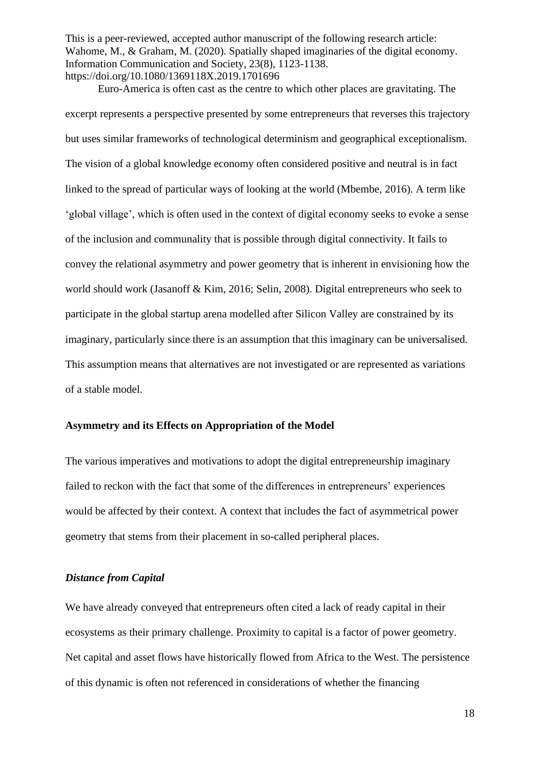Euro-America is often cast as the centre to which other places are gravitating. The excerpt represents a perspective presented by some entrepreneurs that reverses this trajectory but uses similar frameworks of technological determinism and geographical exceptionalism. The vision of a global knowledge economy often considered positive and neutral is in fact linked to the spread of particular ways of looking at the world (Mbembe, 2016). A term like 'global village', which is often used in the context of digital economy seeks to evoke a sense of the inclusion and communality that is possible through digital connectivity. It fails to convey the relational asymmetry and power geometry that is inherent in envisioning how the world should work (Jasanoff & Kim, 2016; Selin, 2008). Digital entrepreneurs who seek to participate in the global startup arena modelled after Silicon Valley are constrained by its imaginary, particularly since there is an assumption that this imaginary can be universalised. This assumption means that alternatives are not investigated or are represented as variations of a stable model.

## Asymmetry and its Effects on Appropriation of the Model

The various imperatives and motivations to adopt the digital entrepreneurship imaginary failed to reckon with the fact that some of the differences in entrepreneurs' experiences would be affected by their context. A context that includes the fact of asymmetrical power geometry that stems from their placement in so-called peripheral places.

### *Distance from Capital*

We have already conveyed that entrepreneurs often cited a lack of ready capital in their ecosystems as their primary challenge. Proximity to capital is a factor of power geometry. Net capital and asset flows have historically flowed from Africa to the West. The persistence of this dynamic is often not referenced in considerations of whether the financing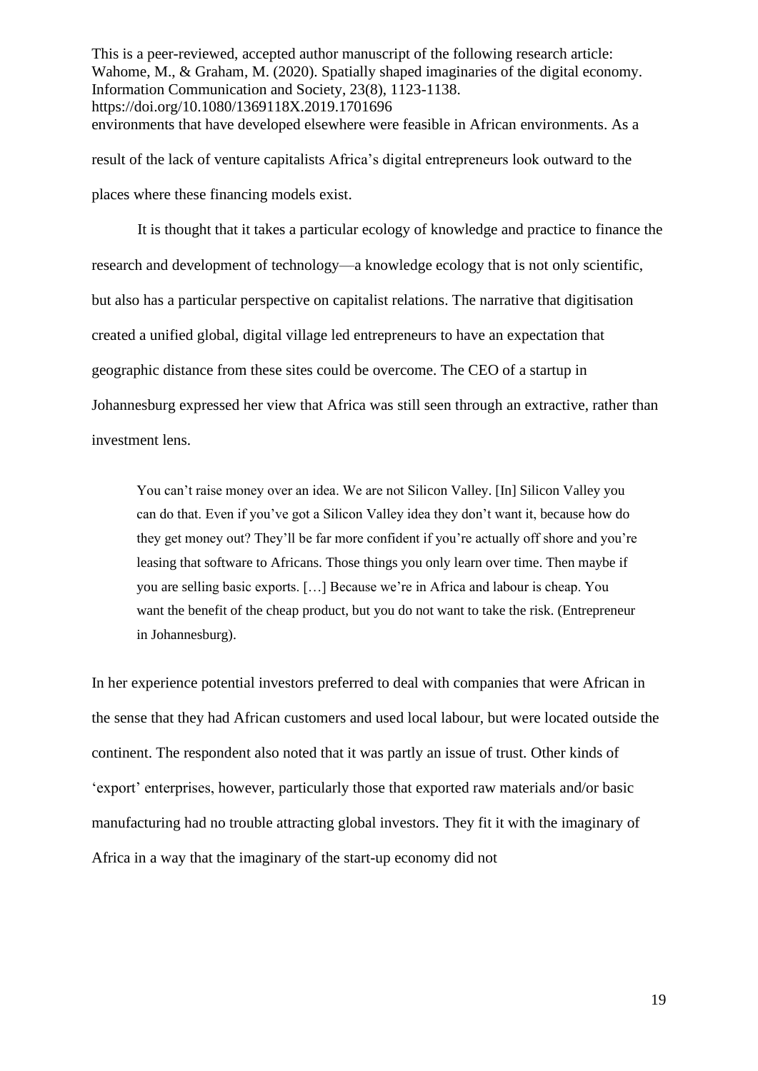environments that have developed elsewhere were feasible in African environments. As a result of the lack of venture capitalists Africa's digital entrepreneurs look outward to the places where these financing models exist.

It is thought that it takes a particular ecology of knowledge and practice to finance the research and development of technology—a knowledge ecology that is not only scientific, but also has a particular perspective on capitalist relations. The narrative that digitisation created a unified global, digital village led entrepreneurs to have an expectation that geographic distance from these sites could be overcome. The CEO of a startup in Johannesburg expressed her view that Africa was still seen through an extractive, rather than investment lens.

> You can't raise money over an idea. We are not Silicon Valley. [In] Silicon Valley you can do that. Even if you've got a Silicon Valley idea they don't want it, because how do they get money out? They'll be far more confident if you're actually off shore and you're leasing that software to Africans. Those things you only learn over time. Then maybe if you are selling basic exports. […] Because we're in Africa and labour is cheap. You want the benefit of the cheap product, but you do not want to take the risk. (Entrepreneur in Johannesburg).

In her experience potential investors preferred to deal with companies that were African in the sense that they had African customers and used local labour, but were located outside the continent. The respondent also noted that it was partly an issue of trust. Other kinds of 'export' enterprises, however, particularly those that exported raw materials and/or basic manufacturing had no trouble attracting global investors. They fit it with the imaginary of Africa in a way that the imaginary of the start-up economy did not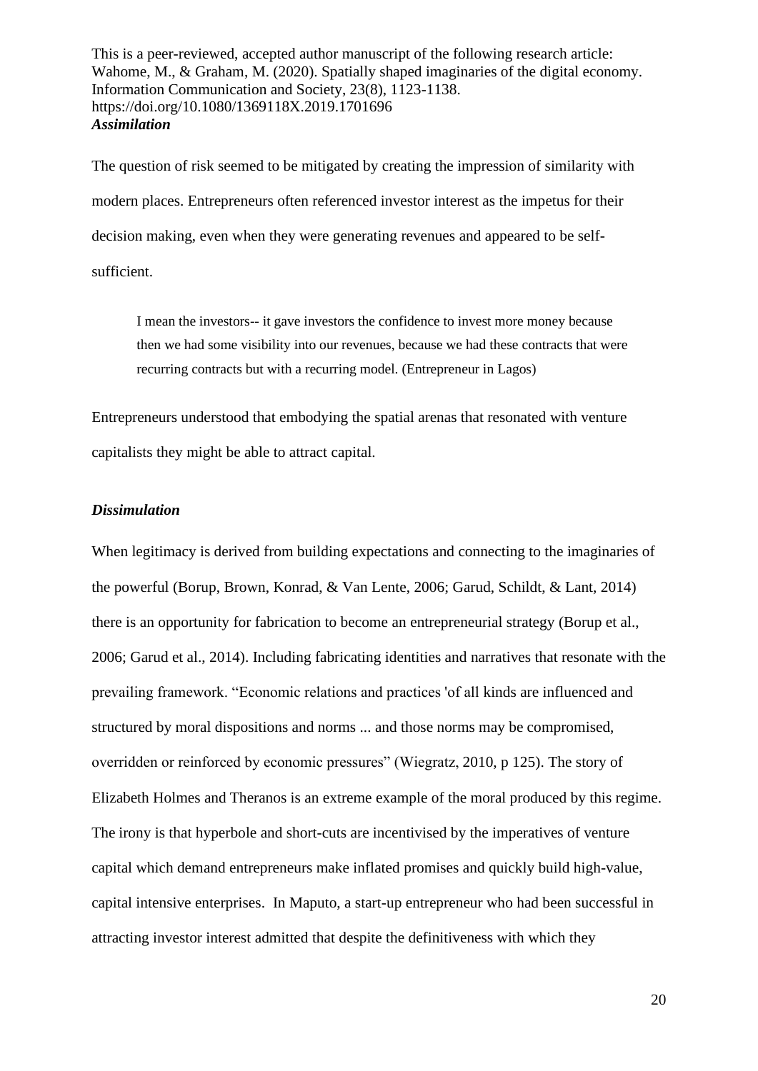### *Assimilation*

The question of risk seemed to be mitigated by creating the impression of similarity with modern places. Entrepreneurs often referenced investor interest as the impetus for their decision making, even when they were generating revenues and appeared to be self-sufficient.

> I mean the investors-- it gave investors the confidence to invest more money because then we had some visibility into our revenues, because we had these contracts that were recurring contracts but with a recurring model. (Entrepreneur in Lagos)

Entrepreneurs understood that embodying the spatial arenas that resonated with venture capitalists they might be able to attract capital.

### *Dissimulation*

When legitimacy is derived from building expectations and connecting to the imaginaries of the powerful (Borup, Brown, Konrad, & Van Lente, 2006; Garud, Schildt, & Lant, 2014) there is an opportunity for fabrication to become an entrepreneurial strategy (Borup et al., 2006; Garud et al., 2014). Including fabricating identities and narratives that resonate with the prevailing framework. "Economic relations and practices 'of all kinds are influenced and structured by moral dispositions and norms ... and those norms may be compromised, overridden or reinforced by economic pressures" (Wiegratz, 2010, p 125). The story of Elizabeth Holmes and Theranos is an extreme example of the moral produced by this regime. The irony is that hyperbole and short-cuts are incentivised by the imperatives of venture capital which demand entrepreneurs make inflated promises and quickly build high-value, capital intensive enterprises. In Maputo, a start-up entrepreneur who had been successful in attracting investor interest admitted that despite the definitiveness with which they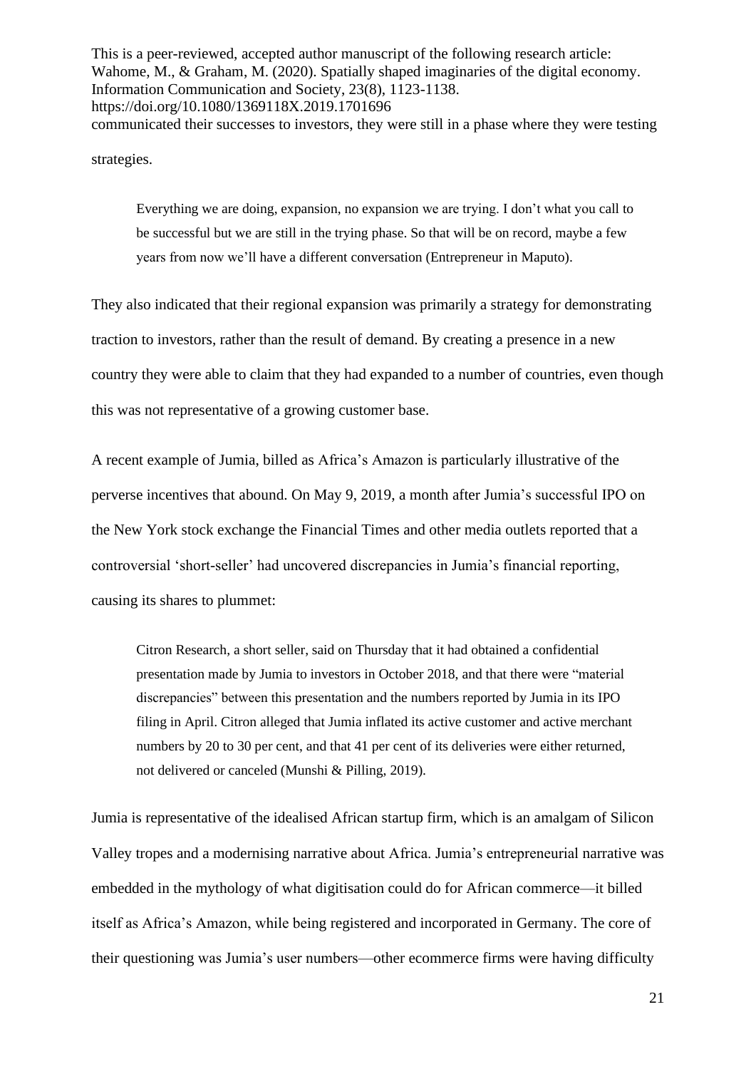communicated their successes to investors, they were still in a phase where they were testing strategies.

> Everything we are doing, expansion, no expansion we are trying. I don't what you call to be successful but we are still in the trying phase. So that will be on record, maybe a few years from now we'll have a different conversation (Entrepreneur in Maputo).

They also indicated that their regional expansion was primarily a strategy for demonstrating traction to investors, rather than the result of demand. By creating a presence in a new country they were able to claim that they had expanded to a number of countries, even though this was not representative of a growing customer base.

A recent example of Jumia, billed as Africa's Amazon is particularly illustrative of the perverse incentives that abound. On May 9, 2019, a month after Jumia's successful IPO on the New York stock exchange the Financial Times and other media outlets reported that a controversial 'short-seller' had uncovered discrepancies in Jumia's financial reporting, causing its shares to plummet:

> Citron Research, a short seller, said on Thursday that it had obtained a confidential presentation made by Jumia to investors in October 2018, and that there were "material discrepancies" between this presentation and the numbers reported by Jumia in its IPO filing in April. Citron alleged that Jumia inflated its active customer and active merchant numbers by 20 to 30 per cent, and that 41 per cent of its deliveries were either returned, not delivered or canceled (Munshi & Pilling, 2019).

Jumia is representative of the idealised African startup firm, which is an amalgam of Silicon Valley tropes and a modernising narrative about Africa. Jumia's entrepreneurial narrative was embedded in the mythology of what digitisation could do for African commerce—it billed itself as Africa's Amazon, while being registered and incorporated in Germany. The core of their questioning was Jumia's user numbers—other ecommerce firms were having difficulty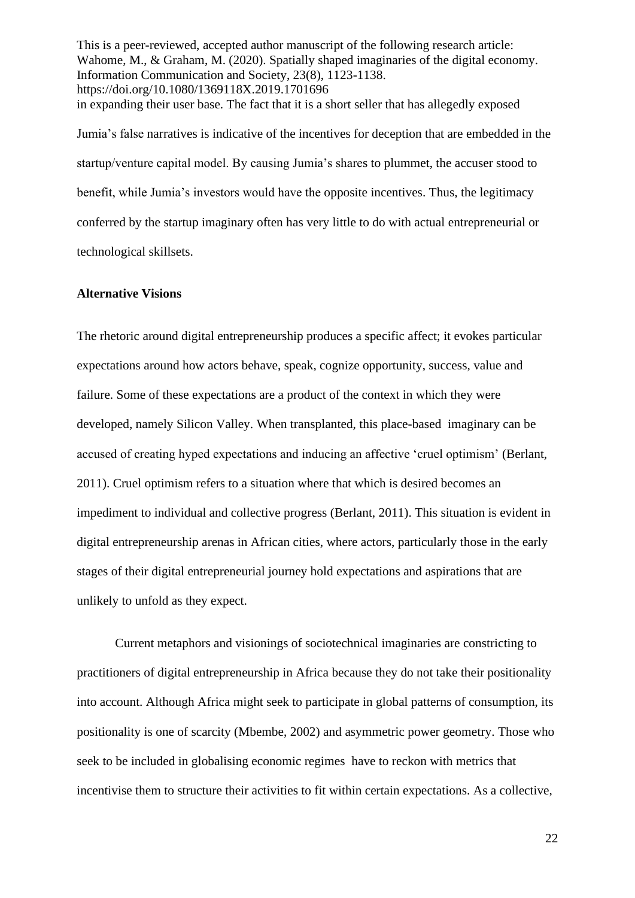in expanding their user base. The fact that it is a short seller that has allegedly exposed Jumia's false narratives is indicative of the incentives for deception that are embedded in the startup/venture capital model. By causing Jumia's shares to plummet, the accuser stood to benefit, while Jumia's investors would have the opposite incentives. Thus, the legitimacy conferred by the startup imaginary often has very little to do with actual entrepreneurial or technological skillsets.

## Alternative Visions

The rhetoric around digital entrepreneurship produces a specific affect; it evokes particular expectations around how actors behave, speak, cognize opportunity, success, value and failure. Some of these expectations are a product of the context in which they were developed, namely Silicon Valley. When transplanted, this place-based imaginary can be accused of creating hyped expectations and inducing an affective 'cruel optimism' (Berlant, 2011). Cruel optimism refers to a situation where that which is desired becomes an impediment to individual and collective progress (Berlant, 2011). This situation is evident in digital entrepreneurship arenas in African cities, where actors, particularly those in the early stages of their digital entrepreneurial journey hold expectations and aspirations that are unlikely to unfold as they expect.

Current metaphors and visionings of sociotechnical imaginaries are constricting to practitioners of digital entrepreneurship in Africa because they do not take their positionality into account. Although Africa might seek to participate in global patterns of consumption, its positionality is one of scarcity (Mbembe, 2002) and asymmetric power geometry. Those who seek to be included in globalising economic regimes have to reckon with metrics that incentivise them to structure their activities to fit within certain expectations. As a collective,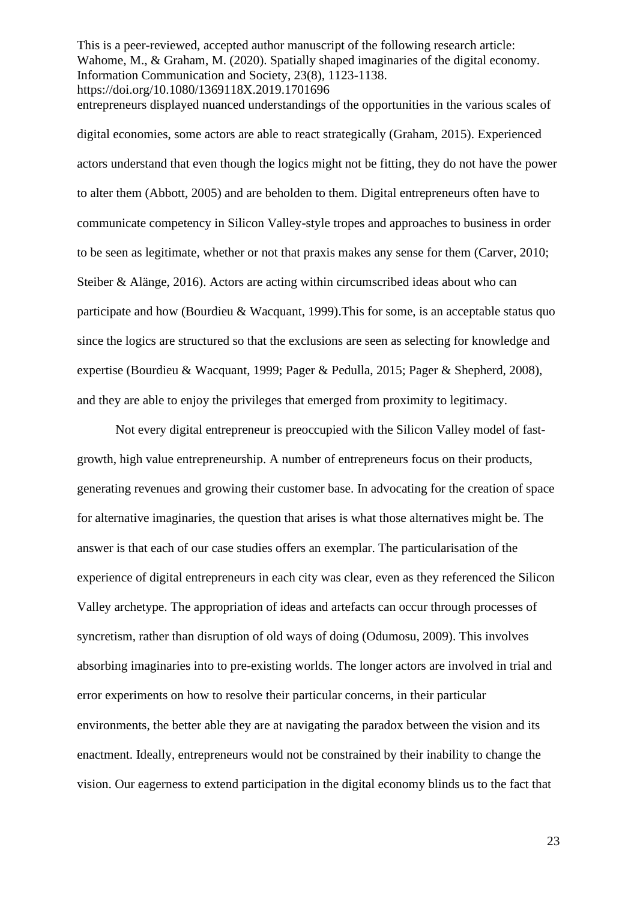entrepreneurs displayed nuanced understandings of the opportunities in the various scales of digital economies, some actors are able to react strategically (Graham, 2015). Experienced actors understand that even though the logics might not be fitting, they do not have the power to alter them (Abbott, 2005) and are beholden to them. Digital entrepreneurs often have to communicate competency in Silicon Valley-style tropes and approaches to business in order to be seen as legitimate, whether or not that praxis makes any sense for them (Carver, 2010; Steiber & Alänge, 2016). Actors are acting within circumscribed ideas about who can participate and how (Bourdieu & Wacquant, 1999).This for some, is an acceptable status quo since the logics are structured so that the exclusions are seen as selecting for knowledge and expertise (Bourdieu & Wacquant, 1999; Pager & Pedulla, 2015; Pager & Shepherd, 2008), and they are able to enjoy the privileges that emerged from proximity to legitimacy.

Not every digital entrepreneur is preoccupied with the Silicon Valley model of fast-growth, high value entrepreneurship. A number of entrepreneurs focus on their products, generating revenues and growing their customer base. In advocating for the creation of space for alternative imaginaries, the question that arises is what those alternatives might be. The answer is that each of our case studies offers an exemplar. The particularisation of the experience of digital entrepreneurs in each city was clear, even as they referenced the Silicon Valley archetype. The appropriation of ideas and artefacts can occur through processes of syncretism, rather than disruption of old ways of doing (Odumosu, 2009). This involves absorbing imaginaries into to pre-existing worlds. The longer actors are involved in trial and error experiments on how to resolve their particular concerns, in their particular environments, the better able they are at navigating the paradox between the vision and its enactment. Ideally, entrepreneurs would not be constrained by their inability to change the vision. Our eagerness to extend participation in the digital economy blinds us to the fact that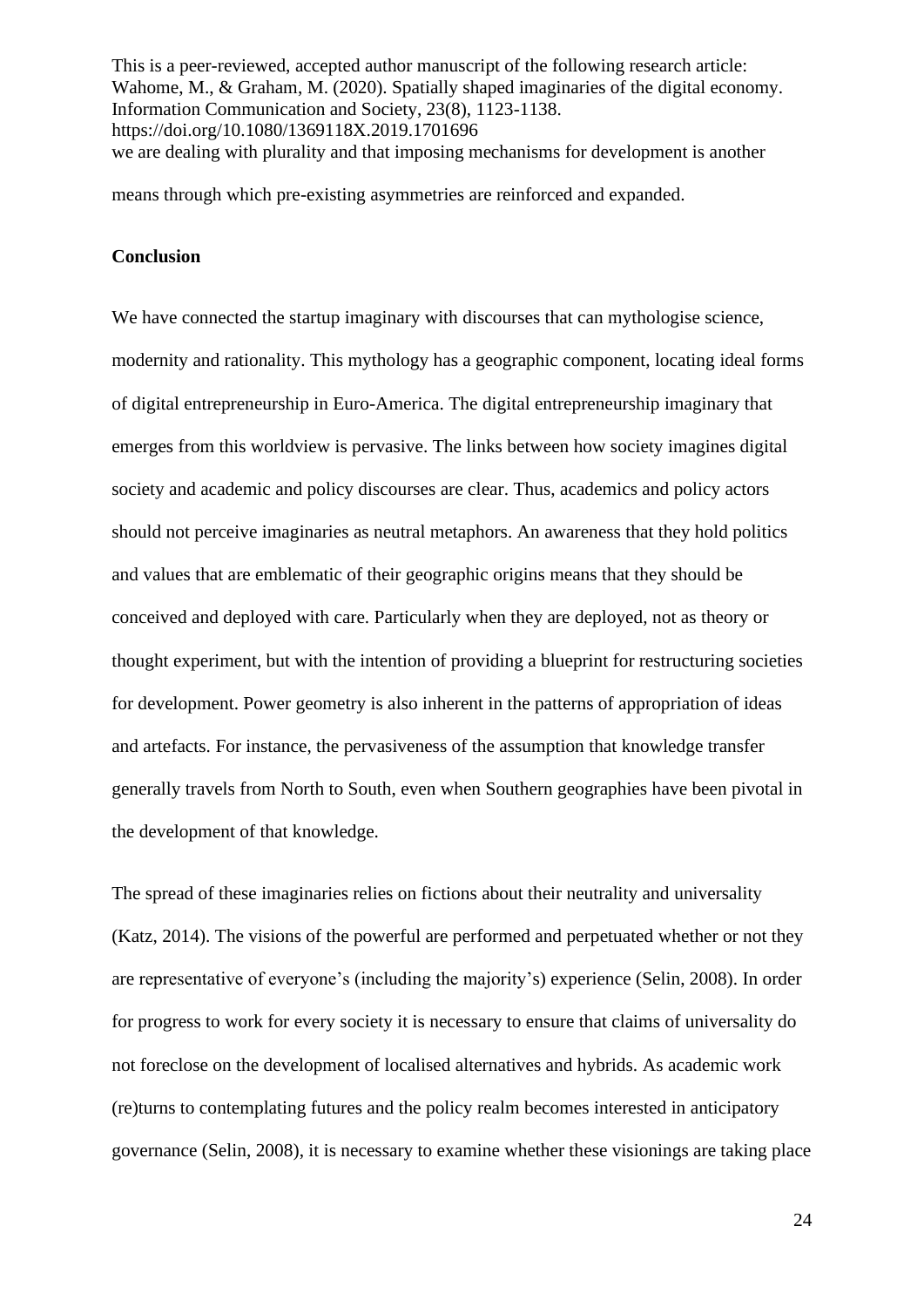we are dealing with plurality and that imposing mechanisms for development is another means through which pre-existing asymmetries are reinforced and expanded.

**Conclusion**

We have connected the startup imaginary with discourses that can mythologise science, modernity and rationality. This mythology has a geographic component, locating ideal forms of digital entrepreneurship in Euro-America. The digital entrepreneurship imaginary that emerges from this worldview is pervasive. The links between how society imagines digital society and academic and policy discourses are clear. Thus, academics and policy actors should not perceive imaginaries as neutral metaphors. An awareness that they hold politics and values that are emblematic of their geographic origins means that they should be conceived and deployed with care. Particularly when they are deployed, not as theory or thought experiment, but with the intention of providing a blueprint for restructuring societies for development. Power geometry is also inherent in the patterns of appropriation of ideas and artefacts. For instance, the pervasiveness of the assumption that knowledge transfer generally travels from North to South, even when Southern geographies have been pivotal in the development of that knowledge.

The spread of these imaginaries relies on fictions about their neutrality and universality (Katz, 2014). The visions of the powerful are performed and perpetuated whether or not they are representative of everyone's (including the majority's) experience (Selin, 2008). In order for progress to work for every society it is necessary to ensure that claims of universality do not foreclose on the development of localised alternatives and hybrids. As academic work (re)turns to contemplating futures and the policy realm becomes interested in anticipatory governance (Selin, 2008), it is necessary to examine whether these visionings are taking place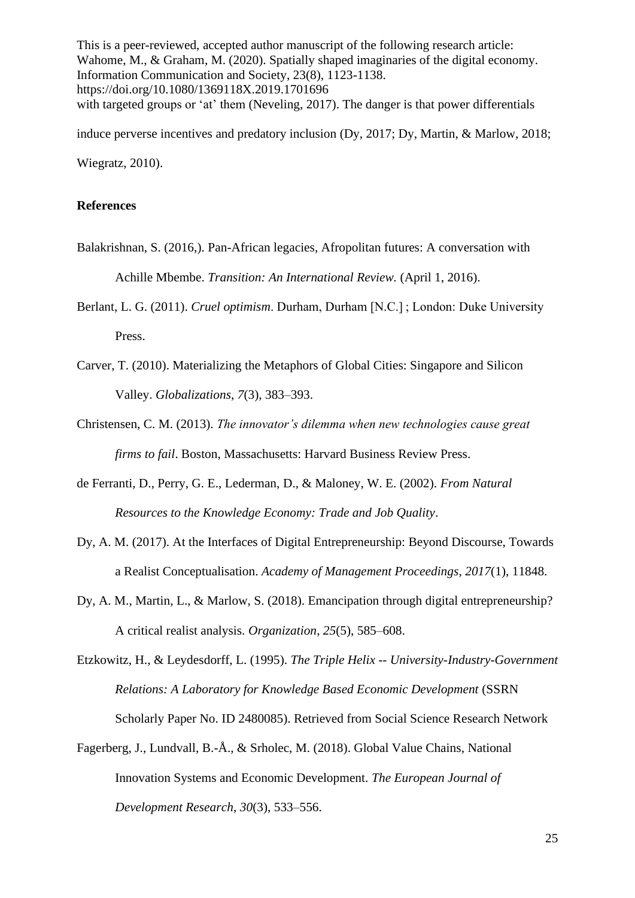with targeted groups or 'at' them (Neveling, 2017). The danger is that power differentials induce perverse incentives and predatory inclusion (Dy, 2017; Dy, Martin, & Marlow, 2018; Wiegratz, 2010).

**References**

Balakrishnan, S. (2016,). Pan-African legacies, Afropolitan futures: A conversation with Achille Mbembe. *Transition: An International Review.* (April 1, 2016).

Berlant, L. G. (2011). *Cruel optimism*. Durham, Durham [N.C.] ; London: Duke University Press.

Carver, T. (2010). Materializing the Metaphors of Global Cities: Singapore and Silicon Valley. *Globalizations*, *7*(3), 383–393.

Christensen, C. M. (2013). *The innovator's dilemma when new technologies cause great firms to fail*. Boston, Massachusetts: Harvard Business Review Press.

de Ferranti, D., Perry, G. E., Lederman, D., & Maloney, W. E. (2002). *From Natural Resources to the Knowledge Economy: Trade and Job Quality*.

Dy, A. M. (2017). At the Interfaces of Digital Entrepreneurship: Beyond Discourse, Towards a Realist Conceptualisation. *Academy of Management Proceedings*, *2017*(1), 11848.

Dy, A. M., Martin, L., & Marlow, S. (2018). Emancipation through digital entrepreneurship? A critical realist analysis. *Organization*, *25*(5), 585–608.

Etzkowitz, H., & Leydesdorff, L. (1995). *The Triple Helix -- University-Industry-Government Relations: A Laboratory for Knowledge Based Economic Development* (SSRN Scholarly Paper No. ID 2480085). Retrieved from Social Science Research Network

Fagerberg, J., Lundvall, B.-Å., & Srholec, M. (2018). Global Value Chains, National Innovation Systems and Economic Development. *The European Journal of Development Research*, *30*(3), 533–556.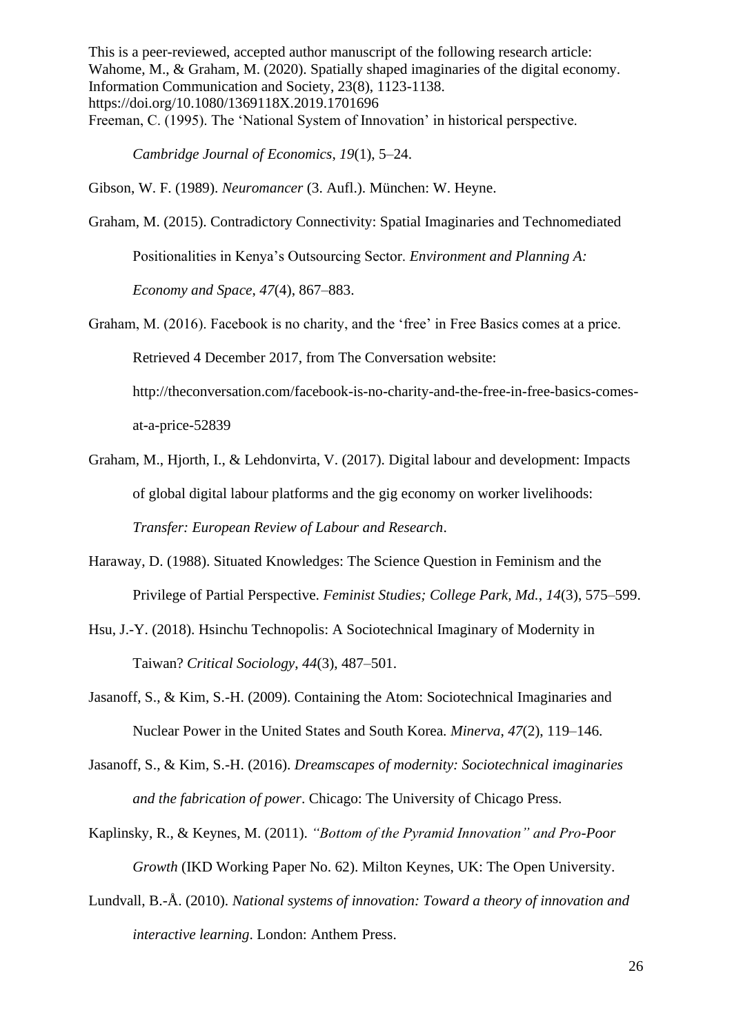Freeman, C. (1995). The 'National System of Innovation' in historical perspective. *Cambridge Journal of Economics*, *19*(1), 5–24.

Gibson, W. F. (1989). *Neuromancer* (3. Aufl.). München: W. Heyne.

Graham, M. (2015). Contradictory Connectivity: Spatial Imaginaries and Technomediated Positionalities in Kenya's Outsourcing Sector. *Environment and Planning A: Economy and Space*, *47*(4), 867–883.

Graham, M. (2016). Facebook is no charity, and the 'free' in Free Basics comes at a price. Retrieved 4 December 2017, from The Conversation website: http://theconversation.com/facebook-is-no-charity-and-the-free-in-free-basics-comes-at-a-price-52839

Graham, M., Hjorth, I., & Lehdonvirta, V. (2017). Digital labour and development: Impacts of global digital labour platforms and the gig economy on worker livelihoods: *Transfer: European Review of Labour and Research*.

Haraway, D. (1988). Situated Knowledges: The Science Question in Feminism and the Privilege of Partial Perspective. *Feminist Studies; College Park, Md.*, *14*(3), 575–599.

Hsu, J.-Y. (2018). Hsinchu Technopolis: A Sociotechnical Imaginary of Modernity in Taiwan? *Critical Sociology*, *44*(3), 487–501.

Jasanoff, S., & Kim, S.-H. (2009). Containing the Atom: Sociotechnical Imaginaries and Nuclear Power in the United States and South Korea. *Minerva*, *47*(2), 119–146.

Jasanoff, S., & Kim, S.-H. (2016). *Dreamscapes of modernity: Sociotechnical imaginaries and the fabrication of power*. Chicago: The University of Chicago Press.

Kaplinsky, R., & Keynes, M. (2011). *"Bottom of the Pyramid Innovation" and Pro-Poor Growth* (IKD Working Paper No. 62). Milton Keynes, UK: The Open University.

Lundvall, B.-Å. (2010). *National systems of innovation: Toward a theory of innovation and interactive learning*. London: Anthem Press.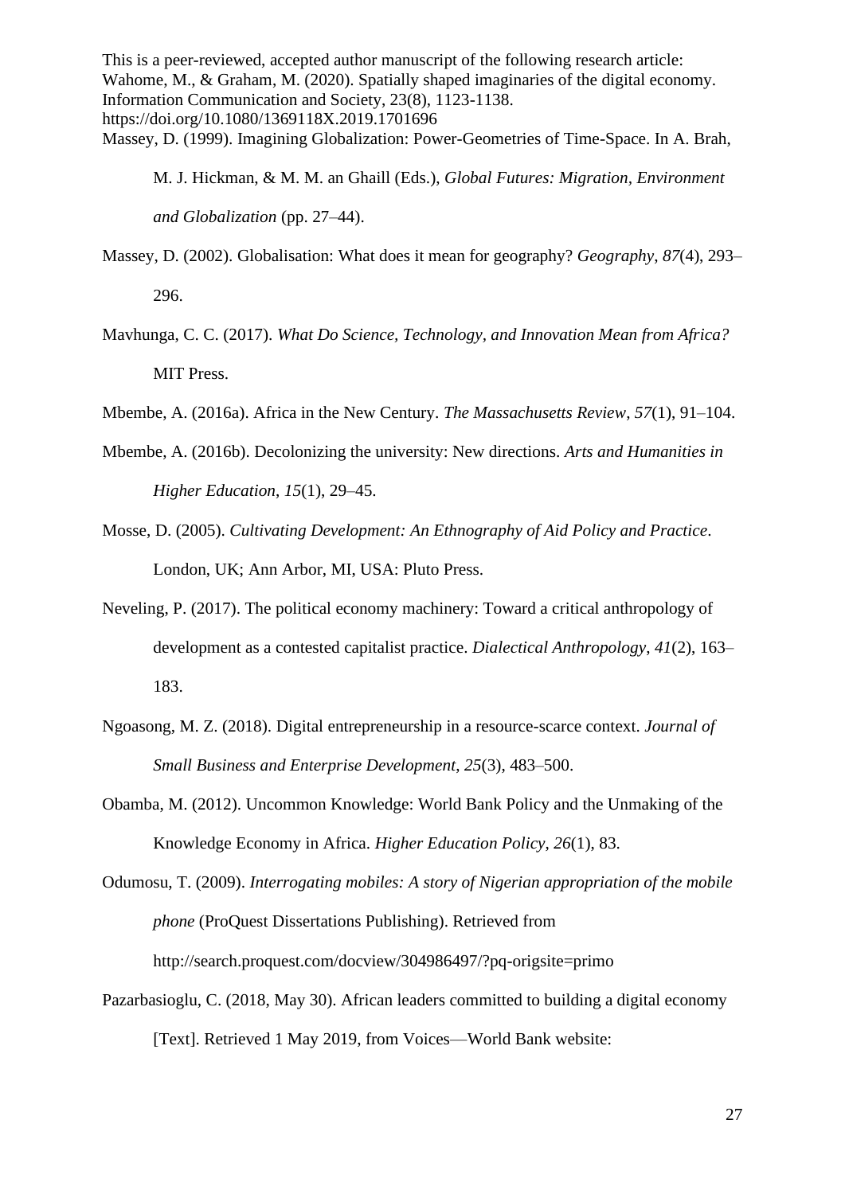Massey, D. (1999). Imagining Globalization: Power-Geometries of Time-Space. In A. Brah, M. J. Hickman, & M. M. an Ghaill (Eds.), *Global Futures: Migration, Environment and Globalization* (pp. 27–44).

Massey, D. (2002). Globalisation: What does it mean for geography? *Geography*, *87*(4), 293–296.

Mavhunga, C. C. (2017). *What Do Science, Technology, and Innovation Mean from Africa?* MIT Press.

Mbembe, A. (2016a). Africa in the New Century. *The Massachusetts Review*, *57*(1), 91–104.

Mbembe, A. (2016b). Decolonizing the university: New directions. *Arts and Humanities in Higher Education*, *15*(1), 29–45.

Mosse, D. (2005). *Cultivating Development: An Ethnography of Aid Policy and Practice*. London, UK; Ann Arbor, MI, USA: Pluto Press.

Neveling, P. (2017). The political economy machinery: Toward a critical anthropology of development as a contested capitalist practice. *Dialectical Anthropology*, *41*(2), 163–183.

Ngoasong, M. Z. (2018). Digital entrepreneurship in a resource-scarce context. *Journal of Small Business and Enterprise Development*, *25*(3), 483–500.

Obamba, M. (2012). Uncommon Knowledge: World Bank Policy and the Unmaking of the Knowledge Economy in Africa. *Higher Education Policy*, *26*(1), 83.

Odumosu, T. (2009). *Interrogating mobiles: A story of Nigerian appropriation of the mobile phone* (ProQuest Dissertations Publishing). Retrieved from http://search.proquest.com/docview/304986497/?pq-origsite=primo

Pazarbasioglu, C. (2018, May 30). African leaders committed to building a digital economy [Text]. Retrieved 1 May 2019, from Voices—World Bank website: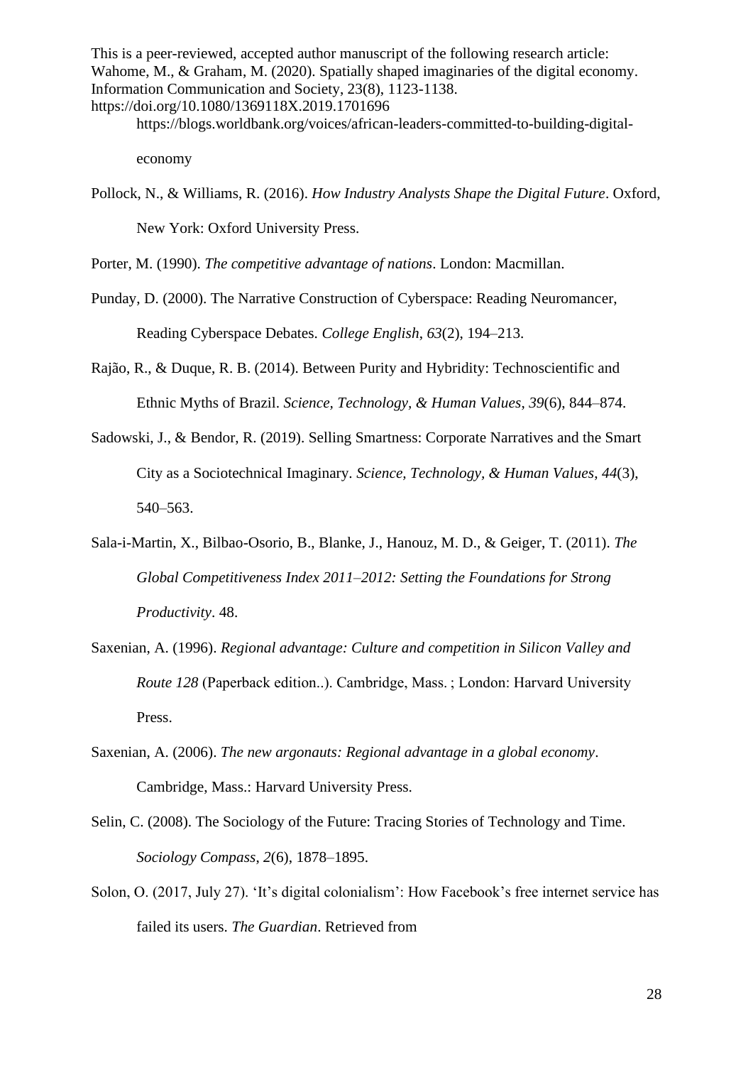https://blogs.worldbank.org/voices/african-leaders-committed-to-building-digital-economy

Pollock, N., & Williams, R. (2016). *How Industry Analysts Shape the Digital Future*. Oxford, New York: Oxford University Press.

Porter, M. (1990). *The competitive advantage of nations*. London: Macmillan.

Punday, D. (2000). The Narrative Construction of Cyberspace: Reading Neuromancer, Reading Cyberspace Debates. *College English*, *63*(2), 194–213.

Rajão, R., & Duque, R. B. (2014). Between Purity and Hybridity: Technoscientific and Ethnic Myths of Brazil. *Science, Technology, & Human Values*, *39*(6), 844–874.

Sadowski, J., & Bendor, R. (2019). Selling Smartness: Corporate Narratives and the Smart City as a Sociotechnical Imaginary. *Science, Technology, & Human Values*, *44*(3), 540–563.

Sala-i-Martin, X., Bilbao-Osorio, B., Blanke, J., Hanouz, M. D., & Geiger, T. (2011). *The Global Competitiveness Index 2011–2012: Setting the Foundations for Strong Productivity*. 48.

Saxenian, A. (1996). *Regional advantage: Culture and competition in Silicon Valley and Route 128* (Paperback edition..). Cambridge, Mass. ; London: Harvard University Press.

Saxenian, A. (2006). *The new argonauts: Regional advantage in a global economy*. Cambridge, Mass.: Harvard University Press.

Selin, C. (2008). The Sociology of the Future: Tracing Stories of Technology and Time. *Sociology Compass*, *2*(6), 1878–1895.

Solon, O. (2017, July 27). 'It's digital colonialism': How Facebook's free internet service has failed its users. *The Guardian*. Retrieved from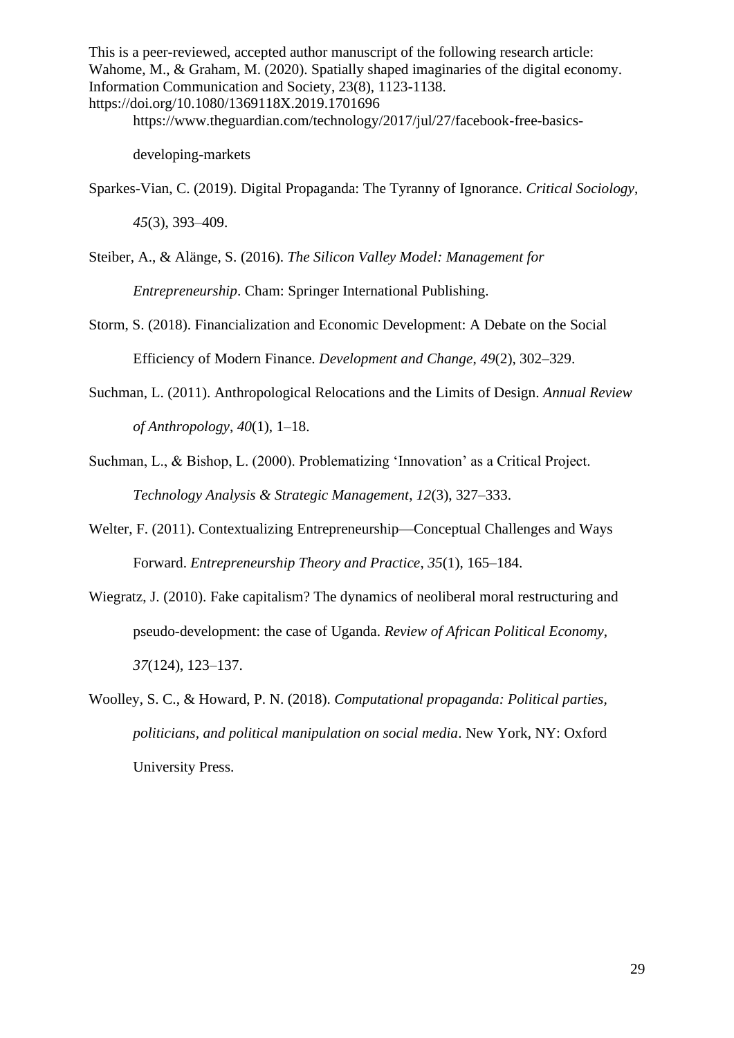https://www.theguardian.com/technology/2017/jul/27/facebook-free-basics-developing-markets

Sparkes-Vian, C. (2019). Digital Propaganda: The Tyranny of Ignorance. *Critical Sociology*, *45*(3), 393–409.

Steiber, A., & Alänge, S. (2016). *The Silicon Valley Model: Management for Entrepreneurship*. Cham: Springer International Publishing.

Storm, S. (2018). Financialization and Economic Development: A Debate on the Social Efficiency of Modern Finance. *Development and Change*, *49*(2), 302–329.

Suchman, L. (2011). Anthropological Relocations and the Limits of Design. *Annual Review of Anthropology*, *40*(1), 1–18.

Suchman, L., & Bishop, L. (2000). Problematizing 'Innovation' as a Critical Project. *Technology Analysis & Strategic Management*, *12*(3), 327–333.

Welter, F. (2011). Contextualizing Entrepreneurship—Conceptual Challenges and Ways Forward. *Entrepreneurship Theory and Practice*, *35*(1), 165–184.

Wiegratz, J. (2010). Fake capitalism? The dynamics of neoliberal moral restructuring and pseudo-development: the case of Uganda. *Review of African Political Economy*, *37*(124), 123–137.

Woolley, S. C., & Howard, P. N. (2018). *Computational propaganda: Political parties, politicians, and political manipulation on social media*. New York, NY: Oxford University Press.